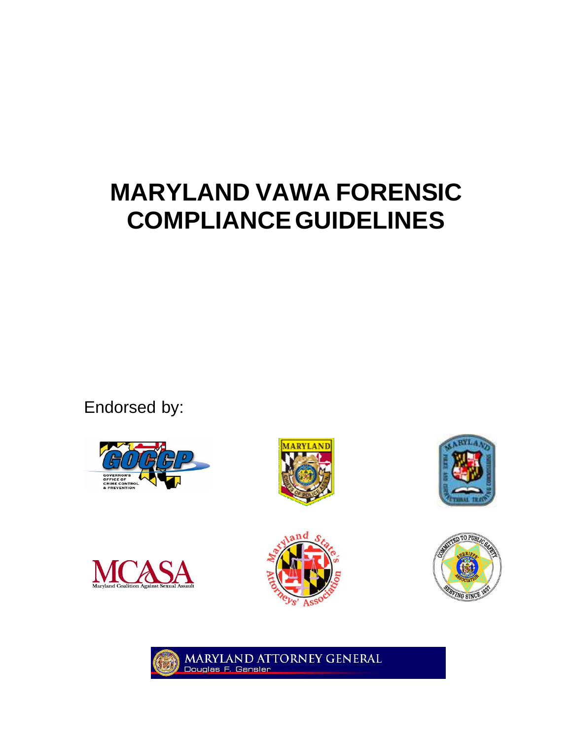# MARYLAND VAWA FORENSIC COMPLIANCE GUIDELINES

Endorsed by:

GOCCP GOVERNOR'S OFFICE OF CRIME CONTROL & PREVENTION

MARYLAND CHIEFS OF POLICE ASSN.

MARYLAND POLICE AND CORRECTIONAL TRAINING COMMISSIONS

MCASA Maryland Coalition Against Sexual Assault

Maryland State's Attorneys' Association

COMMITTED TO PUBLIC SAFETY SHERIFFS' ASSOCIATION SERVING SINCE 1637

MARYLAND ATTORNEY GENERAL
Douglas F. Gansler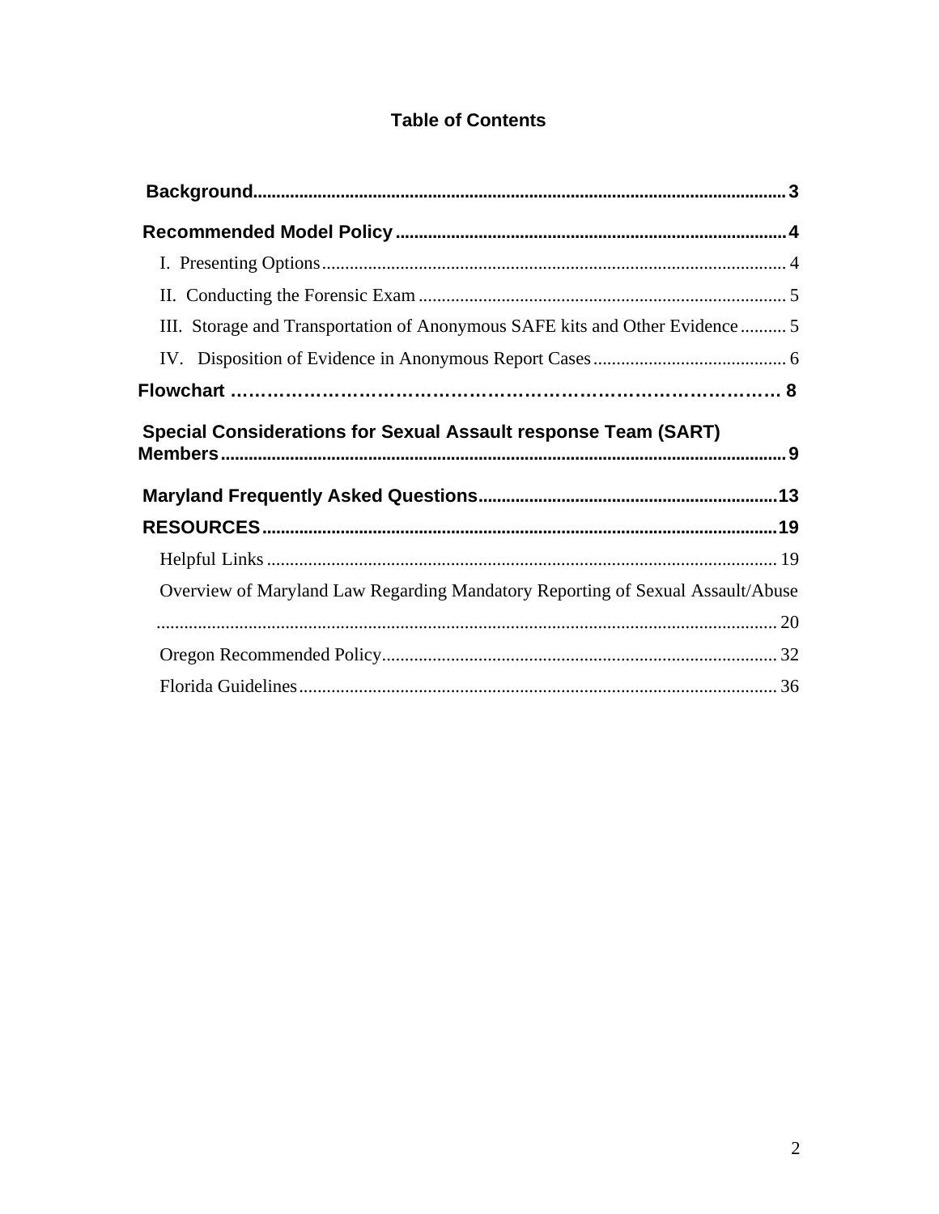# Table of Contents

**Background** .......... 3

**Recommended Model Policy** .......... 4

- I. Presenting Options .......... 4
- II. Conducting the Forensic Exam .......... 5
- III. Storage and Transportation of Anonymous SAFE kits and Other Evidence .......... 5
- IV. Disposition of Evidence in Anonymous Report Cases .......... 6

**Flowchart** .......... 8

**Special Considerations for Sexual Assault response Team (SART) Members** .......... 9

**Maryland Frequently Asked Questions** .......... 13

**RESOURCES** .......... 19

- Helpful Links .......... 19
- Overview of Maryland Law Regarding Mandatory Reporting of Sexual Assault/Abuse .......... 20
- Oregon Recommended Policy .......... 32
- Florida Guidelines .......... 36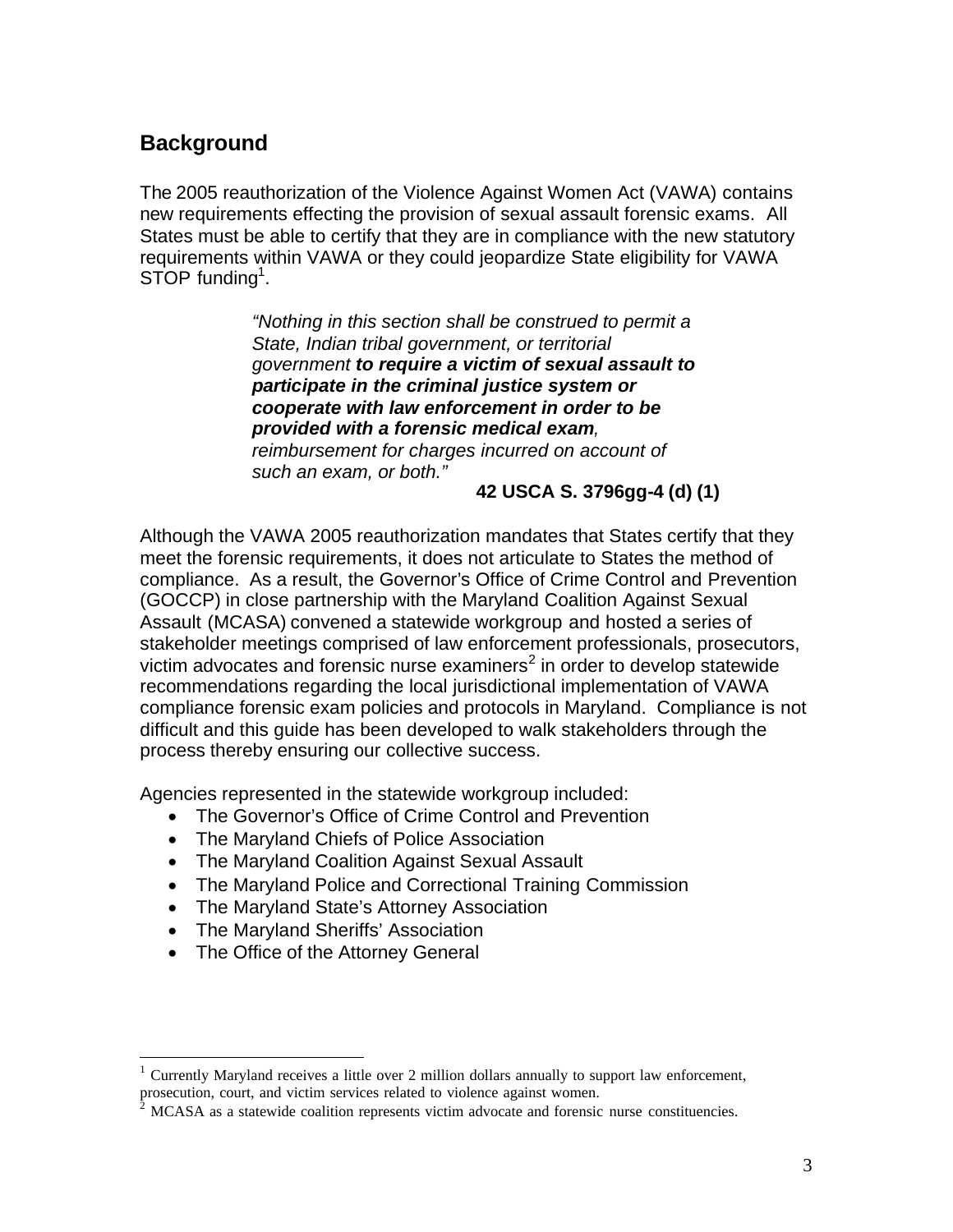## Background

The 2005 reauthorization of the Violence Against Women Act (VAWA) contains new requirements effecting the provision of sexual assault forensic exams. All States must be able to certify that they are in compliance with the new statutory requirements within VAWA or they could jeopardize State eligibility for VAWA STOP funding[1].

> *"Nothing in this section shall be construed to permit a State, Indian tribal government, or territorial government* ***to require a victim of sexual assault to participate in the criminal justice system or cooperate with law enforcement in order to be provided with a forensic medical exam****, reimbursement for charges incurred on account of such an exam, or both."*
>
> **42 USCA S. 3796gg-4 (d) (1)**

Although the VAWA 2005 reauthorization mandates that States certify that they meet the forensic requirements, it does not articulate to States the method of compliance. As a result, the Governor's Office of Crime Control and Prevention (GOCCP) in close partnership with the Maryland Coalition Against Sexual Assault (MCASA) convened a statewide workgroup and hosted a series of stakeholder meetings comprised of law enforcement professionals, prosecutors, victim advocates and forensic nurse examiners[2] in order to develop statewide recommendations regarding the local jurisdictional implementation of VAWA compliance forensic exam policies and protocols in Maryland. Compliance is not difficult and this guide has been developed to walk stakeholders through the process thereby ensuring our collective success.

Agencies represented in the statewide workgroup included:

- The Governor's Office of Crime Control and Prevention
- The Maryland Chiefs of Police Association
- The Maryland Coalition Against Sexual Assault
- The Maryland Police and Correctional Training Commission
- The Maryland State's Attorney Association
- The Maryland Sheriffs' Association
- The Office of the Attorney General

---

[1] Currently Maryland receives a little over 2 million dollars annually to support law enforcement, prosecution, court, and victim services related to violence against women.

[2] MCASA as a statewide coalition represents victim advocate and forensic nurse constituencies.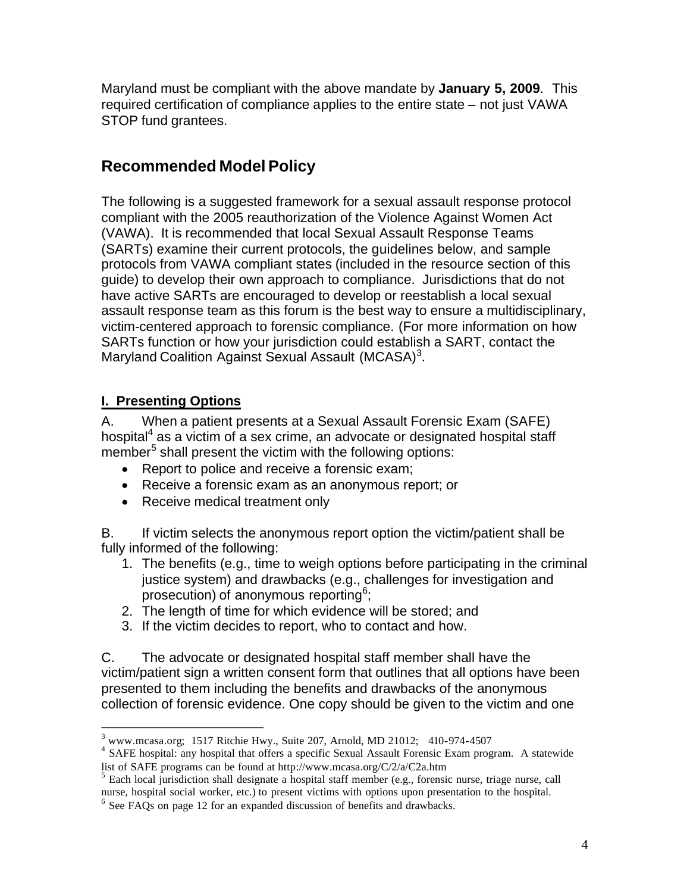Maryland must be compliant with the above mandate by **January 5, 2009**. This required certification of compliance applies to the entire state – not just VAWA STOP fund grantees.

## Recommended Model Policy

The following is a suggested framework for a sexual assault response protocol compliant with the 2005 reauthorization of the Violence Against Women Act (VAWA). It is recommended that local Sexual Assault Response Teams (SARTs) examine their current protocols, the guidelines below, and sample protocols from VAWA compliant states (included in the resource section of this guide) to develop their own approach to compliance. Jurisdictions that do not have active SARTs are encouraged to develop or reestablish a local sexual assault response team as this forum is the best way to ensure a multidisciplinary, victim-centered approach to forensic compliance. (For more information on how SARTs function or how your jurisdiction could establish a SART, contact the Maryland Coalition Against Sexual Assault (MCASA)[3].

### I. Presenting Options

A. When a patient presents at a Sexual Assault Forensic Exam (SAFE) hospital[4] as a victim of a sex crime, an advocate or designated hospital staff member[5] shall present the victim with the following options:

- Report to police and receive a forensic exam;
- Receive a forensic exam as an anonymous report; or
- Receive medical treatment only

B. If victim selects the anonymous report option the victim/patient shall be fully informed of the following:

1. The benefits (e.g., time to weigh options before participating in the criminal justice system) and drawbacks (e.g., challenges for investigation and prosecution) of anonymous reporting[6];
2. The length of time for which evidence will be stored; and
3. If the victim decides to report, who to contact and how.

C. The advocate or designated hospital staff member shall have the victim/patient sign a written consent form that outlines that all options have been presented to them including the benefits and drawbacks of the anonymous collection of forensic evidence. One copy should be given to the victim and one

---

[3] www.mcasa.org; 1517 Ritchie Hwy., Suite 207, Arnold, MD 21012; 410-974-4507

[4] SAFE hospital: any hospital that offers a specific Sexual Assault Forensic Exam program. A statewide list of SAFE programs can be found at http://www.mcasa.org/C/2/a/C2a.htm

[5] Each local jurisdiction shall designate a hospital staff member (e.g., forensic nurse, triage nurse, call nurse, hospital social worker, etc.) to present victims with options upon presentation to the hospital.

[6] See FAQs on page 12 for an expanded discussion of benefits and drawbacks.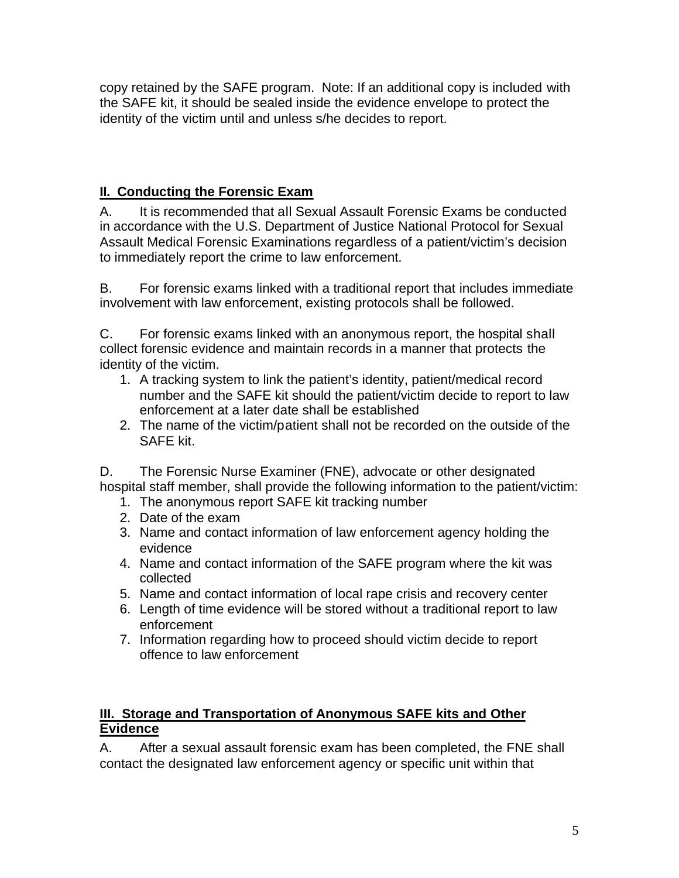copy retained by the SAFE program. Note: If an additional copy is included with the SAFE kit, it should be sealed inside the evidence envelope to protect the identity of the victim until and unless s/he decides to report.

## II. Conducting the Forensic Exam

A. It is recommended that all Sexual Assault Forensic Exams be conducted in accordance with the U.S. Department of Justice National Protocol for Sexual Assault Medical Forensic Examinations regardless of a patient/victim's decision to immediately report the crime to law enforcement.

B. For forensic exams linked with a traditional report that includes immediate involvement with law enforcement, existing protocols shall be followed.

C. For forensic exams linked with an anonymous report, the hospital shall collect forensic evidence and maintain records in a manner that protects the identity of the victim.

1. A tracking system to link the patient's identity, patient/medical record number and the SAFE kit should the patient/victim decide to report to law enforcement at a later date shall be established
2. The name of the victim/patient shall not be recorded on the outside of the SAFE kit.

D. The Forensic Nurse Examiner (FNE), advocate or other designated hospital staff member, shall provide the following information to the patient/victim:

1. The anonymous report SAFE kit tracking number
2. Date of the exam
3. Name and contact information of law enforcement agency holding the evidence
4. Name and contact information of the SAFE program where the kit was collected
5. Name and contact information of local rape crisis and recovery center
6. Length of time evidence will be stored without a traditional report to law enforcement
7. Information regarding how to proceed should victim decide to report offence to law enforcement

## III. Storage and Transportation of Anonymous SAFE kits and Other Evidence

A. After a sexual assault forensic exam has been completed, the FNE shall contact the designated law enforcement agency or specific unit within that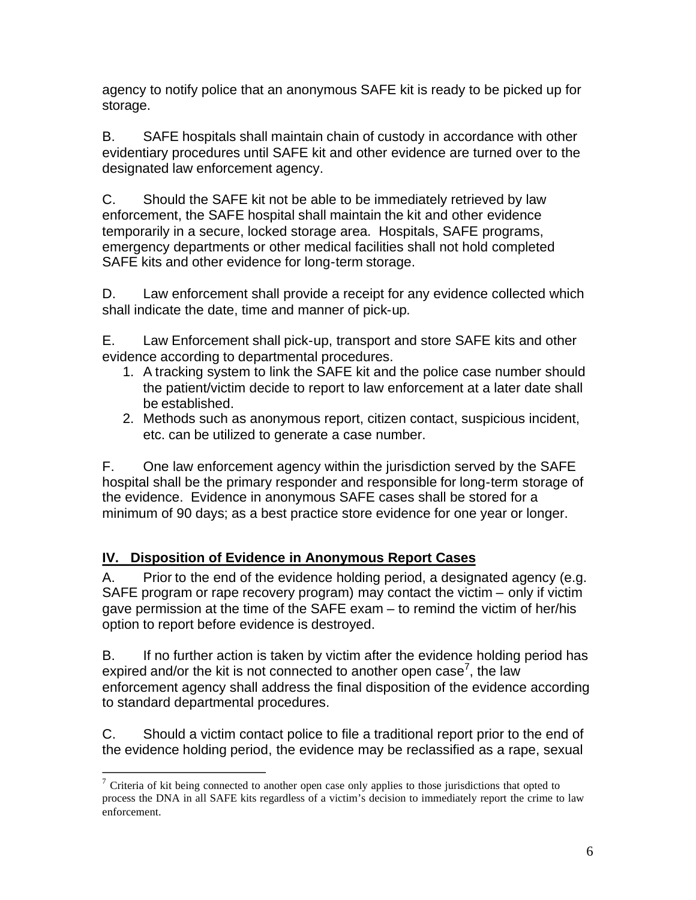agency to notify police that an anonymous SAFE kit is ready to be picked up for storage.

B. SAFE hospitals shall maintain chain of custody in accordance with other evidentiary procedures until SAFE kit and other evidence are turned over to the designated law enforcement agency.

C. Should the SAFE kit not be able to be immediately retrieved by law enforcement, the SAFE hospital shall maintain the kit and other evidence temporarily in a secure, locked storage area. Hospitals, SAFE programs, emergency departments or other medical facilities shall not hold completed SAFE kits and other evidence for long-term storage.

D. Law enforcement shall provide a receipt for any evidence collected which shall indicate the date, time and manner of pick-up.

E. Law Enforcement shall pick-up, transport and store SAFE kits and other evidence according to departmental procedures.

1. A tracking system to link the SAFE kit and the police case number should the patient/victim decide to report to law enforcement at a later date shall be established.
2. Methods such as anonymous report, citizen contact, suspicious incident, etc. can be utilized to generate a case number.

F. One law enforcement agency within the jurisdiction served by the SAFE hospital shall be the primary responder and responsible for long-term storage of the evidence. Evidence in anonymous SAFE cases shall be stored for a minimum of 90 days; as a best practice store evidence for one year or longer.

## IV. Disposition of Evidence in Anonymous Report Cases

A. Prior to the end of the evidence holding period, a designated agency (e.g. SAFE program or rape recovery program) may contact the victim – only if victim gave permission at the time of the SAFE exam – to remind the victim of her/his option to report before evidence is destroyed.

B. If no further action is taken by victim after the evidence holding period has expired and/or the kit is not connected to another open case[7], the law enforcement agency shall address the final disposition of the evidence according to standard departmental procedures.

C. Should a victim contact police to file a traditional report prior to the end of the evidence holding period, the evidence may be reclassified as a rape, sexual

[7] Criteria of kit being connected to another open case only applies to those jurisdictions that opted to process the DNA in all SAFE kits regardless of a victim's decision to immediately report the crime to law enforcement.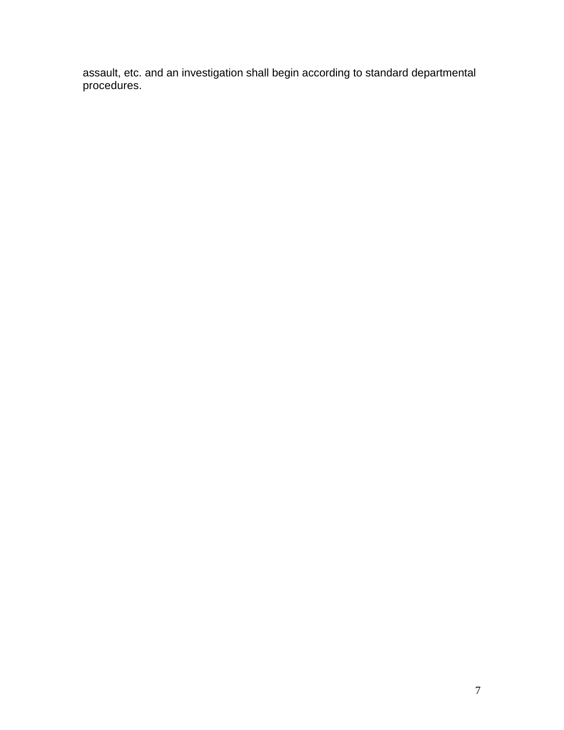assault, etc. and an investigation shall begin according to standard departmental procedures.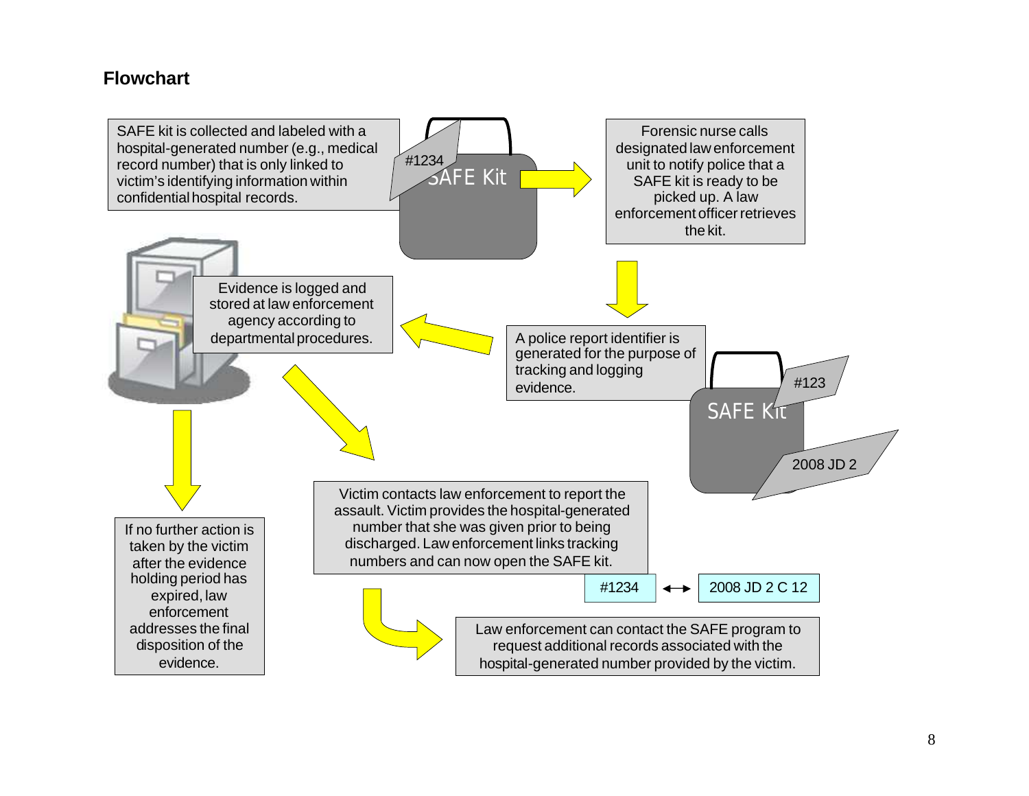## Flowchart

SAFE kit is collected and labeled with a hospital-generated number (e.g., medical record number) that is only linked to victim's identifying information within confidential hospital records.

#1234

SAFE Kit

Forensic nurse calls designated law enforcement unit to notify police that a SAFE kit is ready to be picked up. A law enforcement officer retrieves the kit.

A police report identifier is generated for the purpose of tracking and logging evidence.

SAFE Kit

#123

2008 JD 2

Evidence is logged and stored at law enforcement agency according to departmental procedures.

If no further action is taken by the victim after the evidence holding period has expired, law enforcement addresses the final disposition of the evidence.

Victim contacts law enforcement to report the assault. Victim provides the hospital-generated number that she was given prior to being discharged. Law enforcement links tracking numbers and can now open the SAFE kit.

#1234 ↔ 2008 JD 2 C 12

Law enforcement can contact the SAFE program to request additional records associated with the hospital-generated number provided by the victim.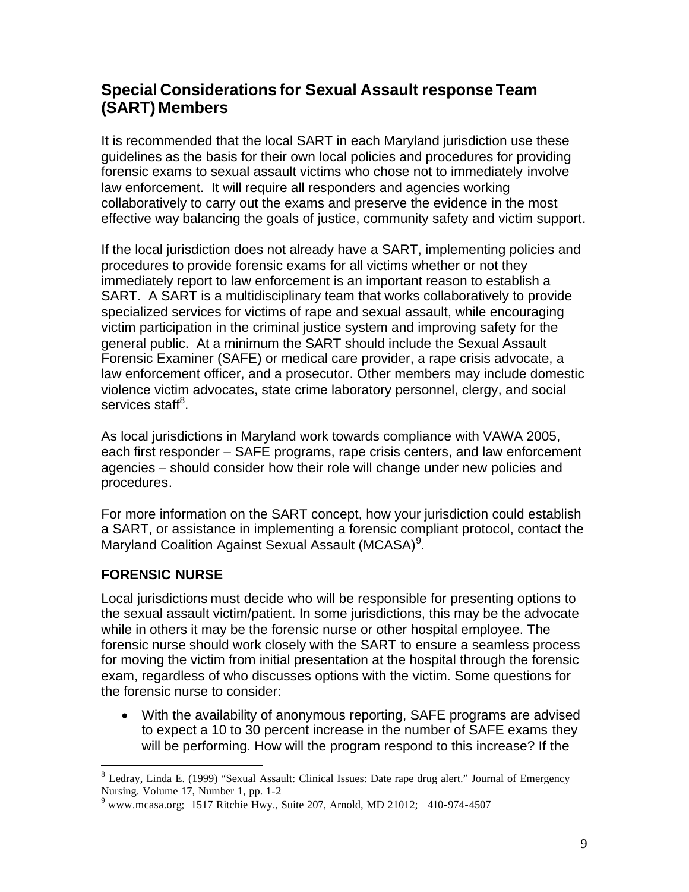## Special Considerations for Sexual Assault response Team (SART) Members

It is recommended that the local SART in each Maryland jurisdiction use these guidelines as the basis for their own local policies and procedures for providing forensic exams to sexual assault victims who chose not to immediately involve law enforcement. It will require all responders and agencies working collaboratively to carry out the exams and preserve the evidence in the most effective way balancing the goals of justice, community safety and victim support.

If the local jurisdiction does not already have a SART, implementing policies and procedures to provide forensic exams for all victims whether or not they immediately report to law enforcement is an important reason to establish a SART. A SART is a multidisciplinary team that works collaboratively to provide specialized services for victims of rape and sexual assault, while encouraging victim participation in the criminal justice system and improving safety for the general public. At a minimum the SART should include the Sexual Assault Forensic Examiner (SAFE) or medical care provider, a rape crisis advocate, a law enforcement officer, and a prosecutor. Other members may include domestic violence victim advocates, state crime laboratory personnel, clergy, and social services staff[8].

As local jurisdictions in Maryland work towards compliance with VAWA 2005, each first responder – SAFE programs, rape crisis centers, and law enforcement agencies – should consider how their role will change under new policies and procedures.

For more information on the SART concept, how your jurisdiction could establish a SART, or assistance in implementing a forensic compliant protocol, contact the Maryland Coalition Against Sexual Assault (MCASA)[9].

### FORENSIC NURSE

Local jurisdictions must decide who will be responsible for presenting options to the sexual assault victim/patient. In some jurisdictions, this may be the advocate while in others it may be the forensic nurse or other hospital employee. The forensic nurse should work closely with the SART to ensure a seamless process for moving the victim from initial presentation at the hospital through the forensic exam, regardless of who discusses options with the victim. Some questions for the forensic nurse to consider:

- With the availability of anonymous reporting, SAFE programs are advised to expect a 10 to 30 percent increase in the number of SAFE exams they will be performing. How will the program respond to this increase? If the

---

[8] Ledray, Linda E. (1999) "Sexual Assault: Clinical Issues: Date rape drug alert." Journal of Emergency Nursing. Volume 17, Number 1, pp. 1-2

[9] www.mcasa.org; 1517 Ritchie Hwy., Suite 207, Arnold, MD 21012; 410-974-4507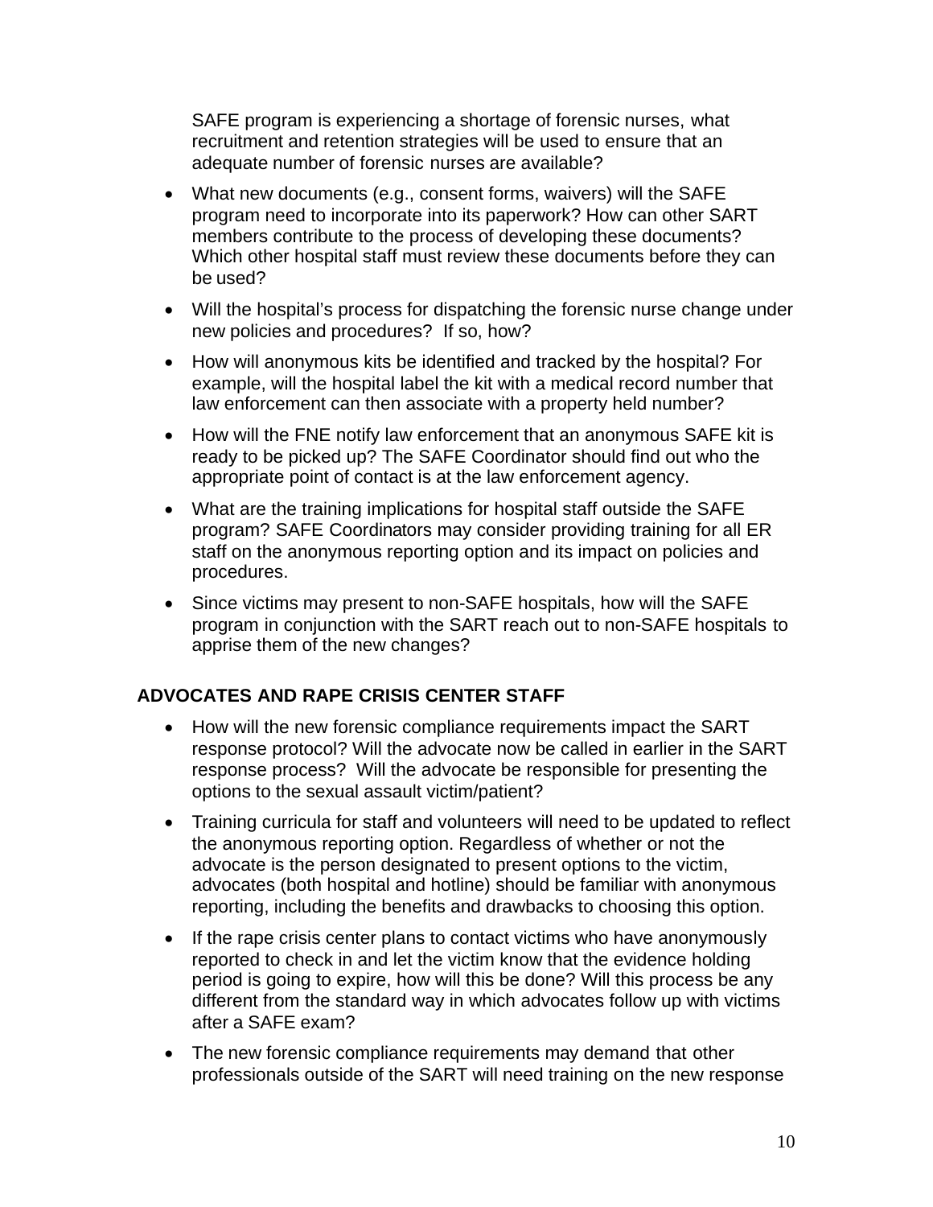SAFE program is experiencing a shortage of forensic nurses, what recruitment and retention strategies will be used to ensure that an adequate number of forensic nurses are available?

- What new documents (e.g., consent forms, waivers) will the SAFE program need to incorporate into its paperwork? How can other SART members contribute to the process of developing these documents? Which other hospital staff must review these documents before they can be used?
- Will the hospital's process for dispatching the forensic nurse change under new policies and procedures? If so, how?
- How will anonymous kits be identified and tracked by the hospital? For example, will the hospital label the kit with a medical record number that law enforcement can then associate with a property held number?
- How will the FNE notify law enforcement that an anonymous SAFE kit is ready to be picked up? The SAFE Coordinator should find out who the appropriate point of contact is at the law enforcement agency.
- What are the training implications for hospital staff outside the SAFE program? SAFE Coordinators may consider providing training for all ER staff on the anonymous reporting option and its impact on policies and procedures.
- Since victims may present to non-SAFE hospitals, how will the SAFE program in conjunction with the SART reach out to non-SAFE hospitals to apprise them of the new changes?

### ADVOCATES AND RAPE CRISIS CENTER STAFF

- How will the new forensic compliance requirements impact the SART response protocol? Will the advocate now be called in earlier in the SART response process? Will the advocate be responsible for presenting the options to the sexual assault victim/patient?
- Training curricula for staff and volunteers will need to be updated to reflect the anonymous reporting option. Regardless of whether or not the advocate is the person designated to present options to the victim, advocates (both hospital and hotline) should be familiar with anonymous reporting, including the benefits and drawbacks to choosing this option.
- If the rape crisis center plans to contact victims who have anonymously reported to check in and let the victim know that the evidence holding period is going to expire, how will this be done? Will this process be any different from the standard way in which advocates follow up with victims after a SAFE exam?
- The new forensic compliance requirements may demand that other professionals outside of the SART will need training on the new response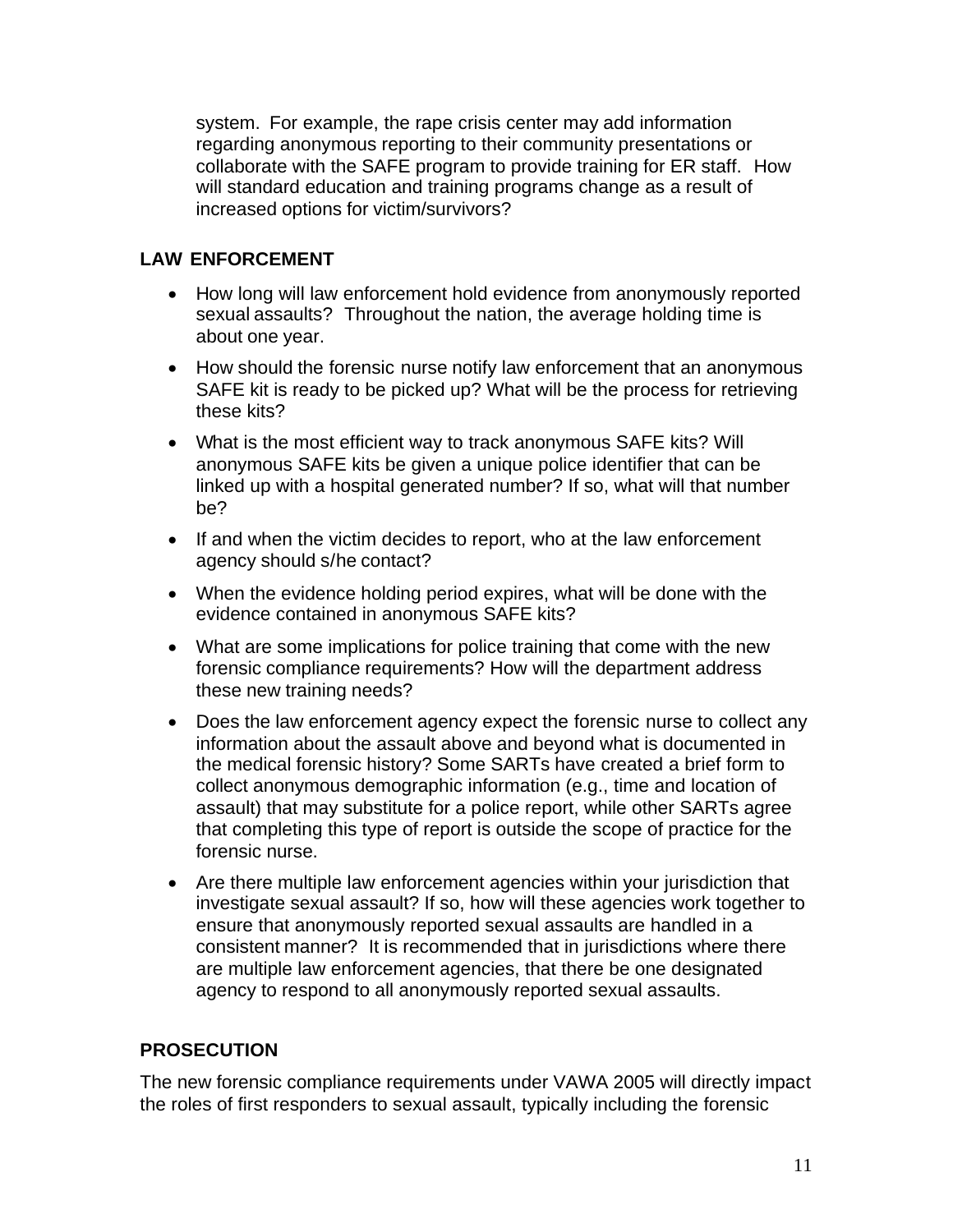system. For example, the rape crisis center may add information regarding anonymous reporting to their community presentations or collaborate with the SAFE program to provide training for ER staff. How will standard education and training programs change as a result of increased options for victim/survivors?

## LAW ENFORCEMENT

- How long will law enforcement hold evidence from anonymously reported sexual assaults? Throughout the nation, the average holding time is about one year.
- How should the forensic nurse notify law enforcement that an anonymous SAFE kit is ready to be picked up? What will be the process for retrieving these kits?
- What is the most efficient way to track anonymous SAFE kits? Will anonymous SAFE kits be given a unique police identifier that can be linked up with a hospital generated number? If so, what will that number be?
- If and when the victim decides to report, who at the law enforcement agency should s/he contact?
- When the evidence holding period expires, what will be done with the evidence contained in anonymous SAFE kits?
- What are some implications for police training that come with the new forensic compliance requirements? How will the department address these new training needs?
- Does the law enforcement agency expect the forensic nurse to collect any information about the assault above and beyond what is documented in the medical forensic history? Some SARTs have created a brief form to collect anonymous demographic information (e.g., time and location of assault) that may substitute for a police report, while other SARTs agree that completing this type of report is outside the scope of practice for the forensic nurse.
- Are there multiple law enforcement agencies within your jurisdiction that investigate sexual assault? If so, how will these agencies work together to ensure that anonymously reported sexual assaults are handled in a consistent manner? It is recommended that in jurisdictions where there are multiple law enforcement agencies, that there be one designated agency to respond to all anonymously reported sexual assaults.

## PROSECUTION

The new forensic compliance requirements under VAWA 2005 will directly impact the roles of first responders to sexual assault, typically including the forensic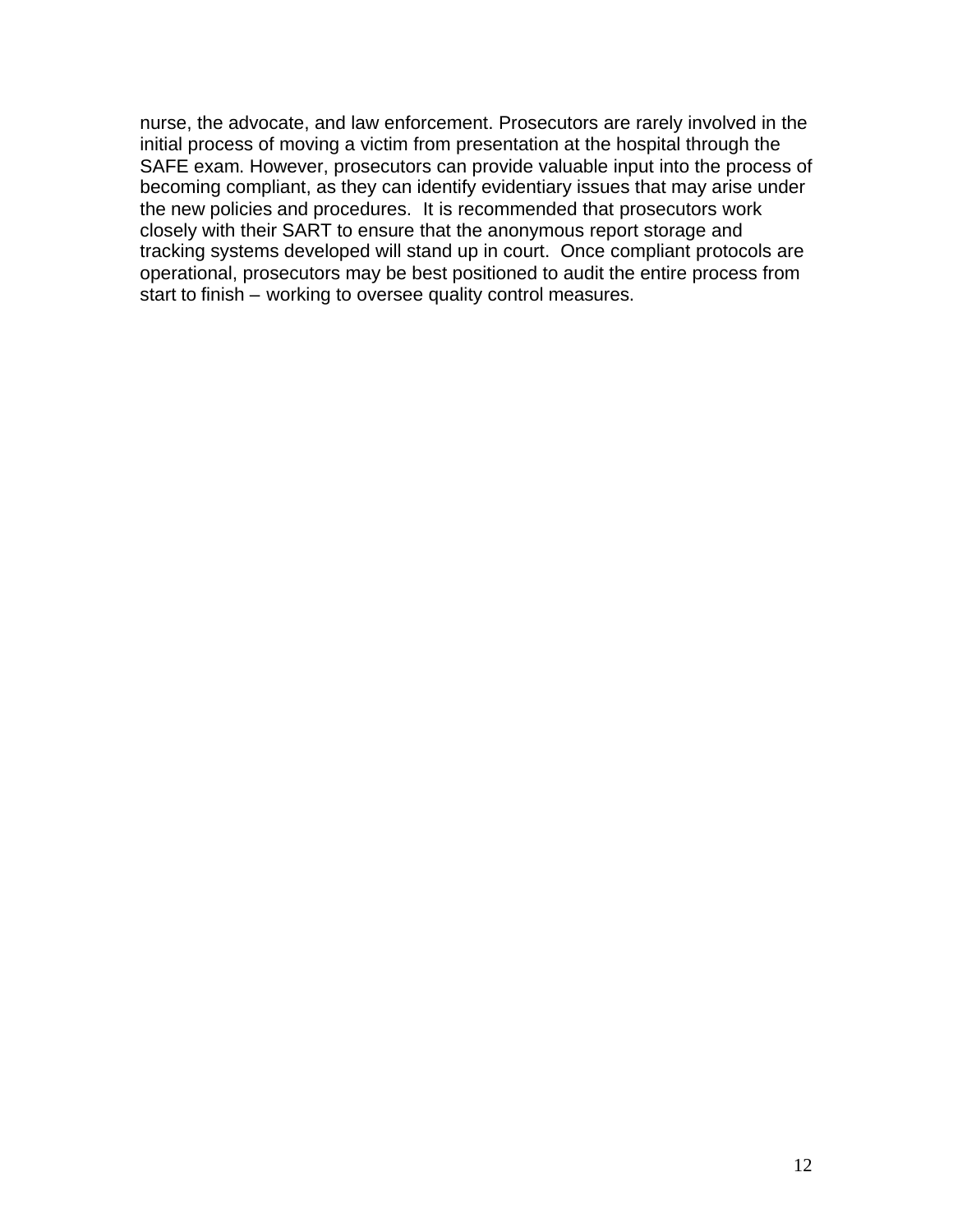nurse, the advocate, and law enforcement. Prosecutors are rarely involved in the initial process of moving a victim from presentation at the hospital through the SAFE exam. However, prosecutors can provide valuable input into the process of becoming compliant, as they can identify evidentiary issues that may arise under the new policies and procedures. It is recommended that prosecutors work closely with their SART to ensure that the anonymous report storage and tracking systems developed will stand up in court. Once compliant protocols are operational, prosecutors may be best positioned to audit the entire process from start to finish – working to oversee quality control measures.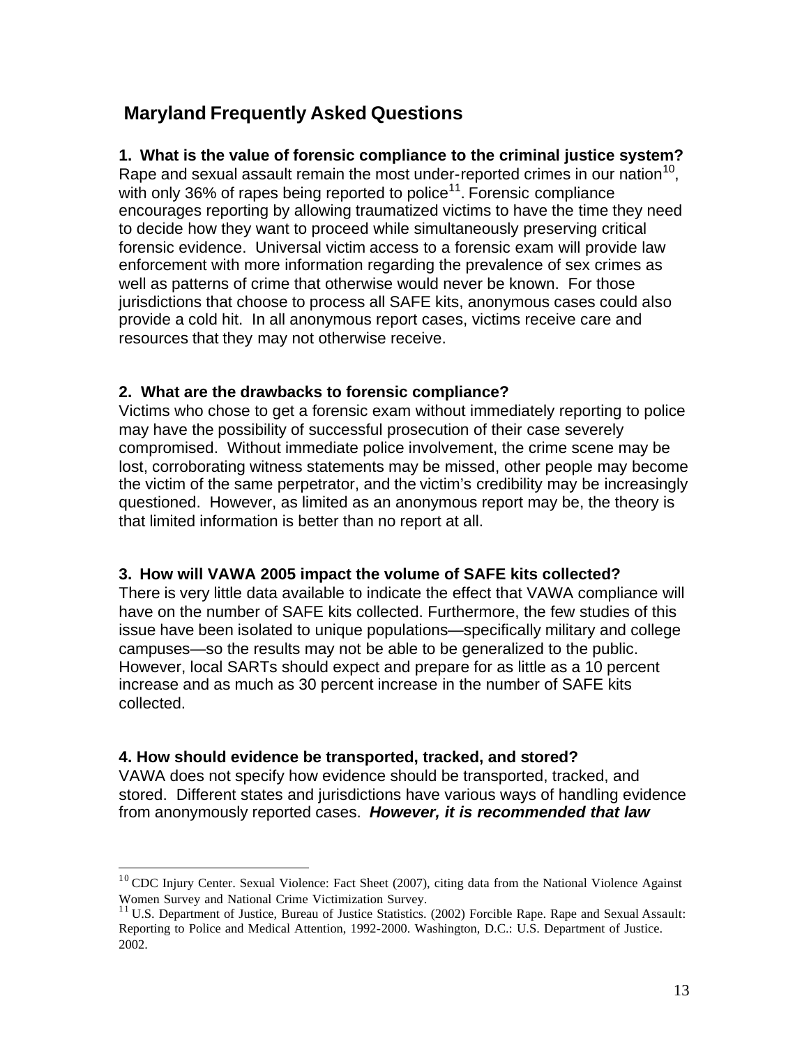## Maryland Frequently Asked Questions

**1. What is the value of forensic compliance to the criminal justice system?**

Rape and sexual assault remain the most under-reported crimes in our nation[10], with only 36% of rapes being reported to police[11]. Forensic compliance encourages reporting by allowing traumatized victims to have the time they need to decide how they want to proceed while simultaneously preserving critical forensic evidence. Universal victim access to a forensic exam will provide law enforcement with more information regarding the prevalence of sex crimes as well as patterns of crime that otherwise would never be known. For those jurisdictions that choose to process all SAFE kits, anonymous cases could also provide a cold hit. In all anonymous report cases, victims receive care and resources that they may not otherwise receive.

**2. What are the drawbacks to forensic compliance?**

Victims who chose to get a forensic exam without immediately reporting to police may have the possibility of successful prosecution of their case severely compromised. Without immediate police involvement, the crime scene may be lost, corroborating witness statements may be missed, other people may become the victim of the same perpetrator, and the victim's credibility may be increasingly questioned. However, as limited as an anonymous report may be, the theory is that limited information is better than no report at all.

**3. How will VAWA 2005 impact the volume of SAFE kits collected?**

There is very little data available to indicate the effect that VAWA compliance will have on the number of SAFE kits collected. Furthermore, the few studies of this issue have been isolated to unique populations—specifically military and college campuses—so the results may not be able to be generalized to the public. However, local SARTs should expect and prepare for as little as a 10 percent increase and as much as 30 percent increase in the number of SAFE kits collected.

**4. How should evidence be transported, tracked, and stored?**

VAWA does not specify how evidence should be transported, tracked, and stored. Different states and jurisdictions have various ways of handling evidence from anonymously reported cases. ***However, it is recommended that law***

---

[10] CDC Injury Center. Sexual Violence: Fact Sheet (2007), citing data from the National Violence Against Women Survey and National Crime Victimization Survey.

[11] U.S. Department of Justice, Bureau of Justice Statistics. (2002) Forcible Rape. Rape and Sexual Assault: Reporting to Police and Medical Attention, 1992-2000. Washington, D.C.: U.S. Department of Justice. 2002.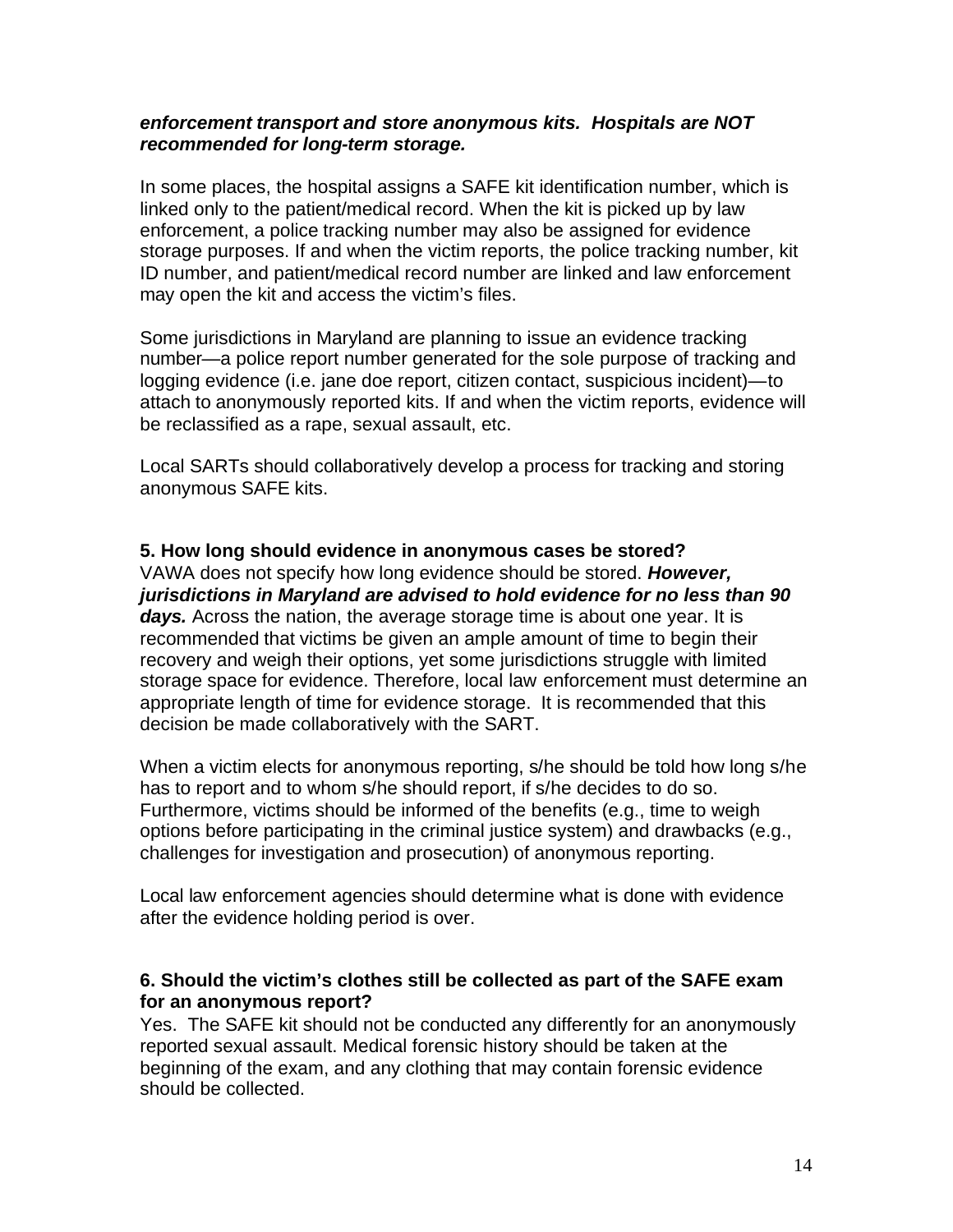***enforcement transport and store anonymous kits. Hospitals are NOT recommended for long-term storage.***

In some places, the hospital assigns a SAFE kit identification number, which is linked only to the patient/medical record. When the kit is picked up by law enforcement, a police tracking number may also be assigned for evidence storage purposes. If and when the victim reports, the police tracking number, kit ID number, and patient/medical record number are linked and law enforcement may open the kit and access the victim's files.

Some jurisdictions in Maryland are planning to issue an evidence tracking number—a police report number generated for the sole purpose of tracking and logging evidence (i.e. jane doe report, citizen contact, suspicious incident)—to attach to anonymously reported kits. If and when the victim reports, evidence will be reclassified as a rape, sexual assault, etc.

Local SARTs should collaboratively develop a process for tracking and storing anonymous SAFE kits.

**5. How long should evidence in anonymous cases be stored?**

VAWA does not specify how long evidence should be stored. ***However, jurisdictions in Maryland are advised to hold evidence for no less than 90 days.*** Across the nation, the average storage time is about one year. It is recommended that victims be given an ample amount of time to begin their recovery and weigh their options, yet some jurisdictions struggle with limited storage space for evidence. Therefore, local law enforcement must determine an appropriate length of time for evidence storage. It is recommended that this decision be made collaboratively with the SART.

When a victim elects for anonymous reporting, s/he should be told how long s/he has to report and to whom s/he should report, if s/he decides to do so. Furthermore, victims should be informed of the benefits (e.g., time to weigh options before participating in the criminal justice system) and drawbacks (e.g., challenges for investigation and prosecution) of anonymous reporting.

Local law enforcement agencies should determine what is done with evidence after the evidence holding period is over.

**6. Should the victim's clothes still be collected as part of the SAFE exam for an anonymous report?**

Yes. The SAFE kit should not be conducted any differently for an anonymously reported sexual assault. Medical forensic history should be taken at the beginning of the exam, and any clothing that may contain forensic evidence should be collected.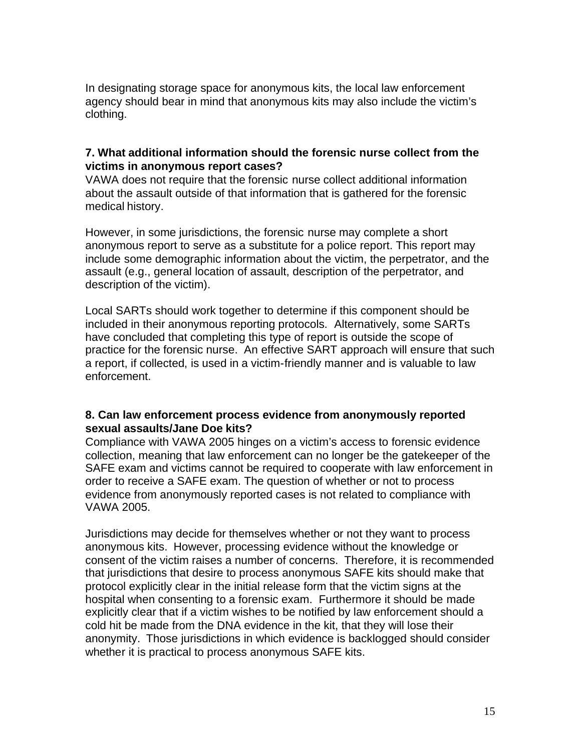In designating storage space for anonymous kits, the local law enforcement agency should bear in mind that anonymous kits may also include the victim's clothing.

**7. What additional information should the forensic nurse collect from the victims in anonymous report cases?**

VAWA does not require that the forensic nurse collect additional information about the assault outside of that information that is gathered for the forensic medical history.

However, in some jurisdictions, the forensic nurse may complete a short anonymous report to serve as a substitute for a police report. This report may include some demographic information about the victim, the perpetrator, and the assault (e.g., general location of assault, description of the perpetrator, and description of the victim).

Local SARTs should work together to determine if this component should be included in their anonymous reporting protocols. Alternatively, some SARTs have concluded that completing this type of report is outside the scope of practice for the forensic nurse. An effective SART approach will ensure that such a report, if collected, is used in a victim-friendly manner and is valuable to law enforcement.

**8. Can law enforcement process evidence from anonymously reported sexual assaults/Jane Doe kits?**

Compliance with VAWA 2005 hinges on a victim's access to forensic evidence collection, meaning that law enforcement can no longer be the gatekeeper of the SAFE exam and victims cannot be required to cooperate with law enforcement in order to receive a SAFE exam. The question of whether or not to process evidence from anonymously reported cases is not related to compliance with VAWA 2005.

Jurisdictions may decide for themselves whether or not they want to process anonymous kits. However, processing evidence without the knowledge or consent of the victim raises a number of concerns. Therefore, it is recommended that jurisdictions that desire to process anonymous SAFE kits should make that protocol explicitly clear in the initial release form that the victim signs at the hospital when consenting to a forensic exam. Furthermore it should be made explicitly clear that if a victim wishes to be notified by law enforcement should a cold hit be made from the DNA evidence in the kit, that they will lose their anonymity. Those jurisdictions in which evidence is backlogged should consider whether it is practical to process anonymous SAFE kits.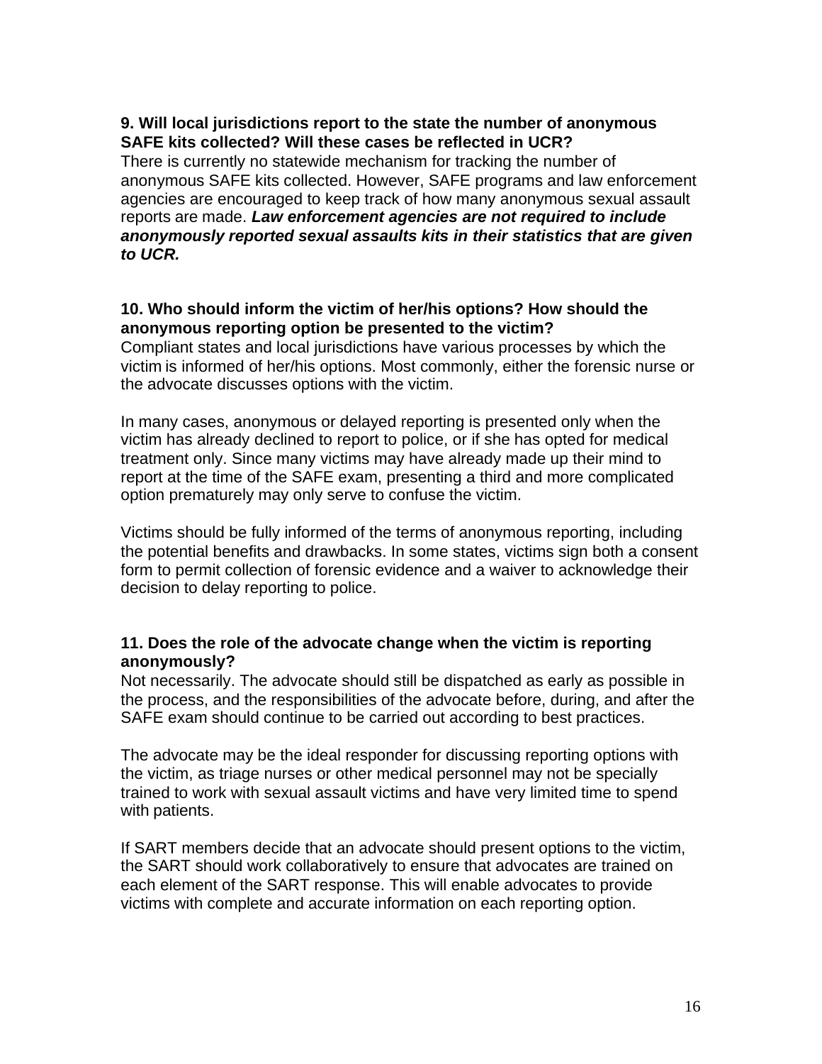**9. Will local jurisdictions report to the state the number of anonymous SAFE kits collected? Will these cases be reflected in UCR?**

There is currently no statewide mechanism for tracking the number of anonymous SAFE kits collected. However, SAFE programs and law enforcement agencies are encouraged to keep track of how many anonymous sexual assault reports are made. ***Law enforcement agencies are not required to include anonymously reported sexual assaults kits in their statistics that are given to UCR.***

**10. Who should inform the victim of her/his options? How should the anonymous reporting option be presented to the victim?**

Compliant states and local jurisdictions have various processes by which the victim is informed of her/his options. Most commonly, either the forensic nurse or the advocate discusses options with the victim.

In many cases, anonymous or delayed reporting is presented only when the victim has already declined to report to police, or if she has opted for medical treatment only. Since many victims may have already made up their mind to report at the time of the SAFE exam, presenting a third and more complicated option prematurely may only serve to confuse the victim.

Victims should be fully informed of the terms of anonymous reporting, including the potential benefits and drawbacks. In some states, victims sign both a consent form to permit collection of forensic evidence and a waiver to acknowledge their decision to delay reporting to police.

**11. Does the role of the advocate change when the victim is reporting anonymously?**

Not necessarily. The advocate should still be dispatched as early as possible in the process, and the responsibilities of the advocate before, during, and after the SAFE exam should continue to be carried out according to best practices.

The advocate may be the ideal responder for discussing reporting options with the victim, as triage nurses or other medical personnel may not be specially trained to work with sexual assault victims and have very limited time to spend with patients.

If SART members decide that an advocate should present options to the victim, the SART should work collaboratively to ensure that advocates are trained on each element of the SART response. This will enable advocates to provide victims with complete and accurate information on each reporting option.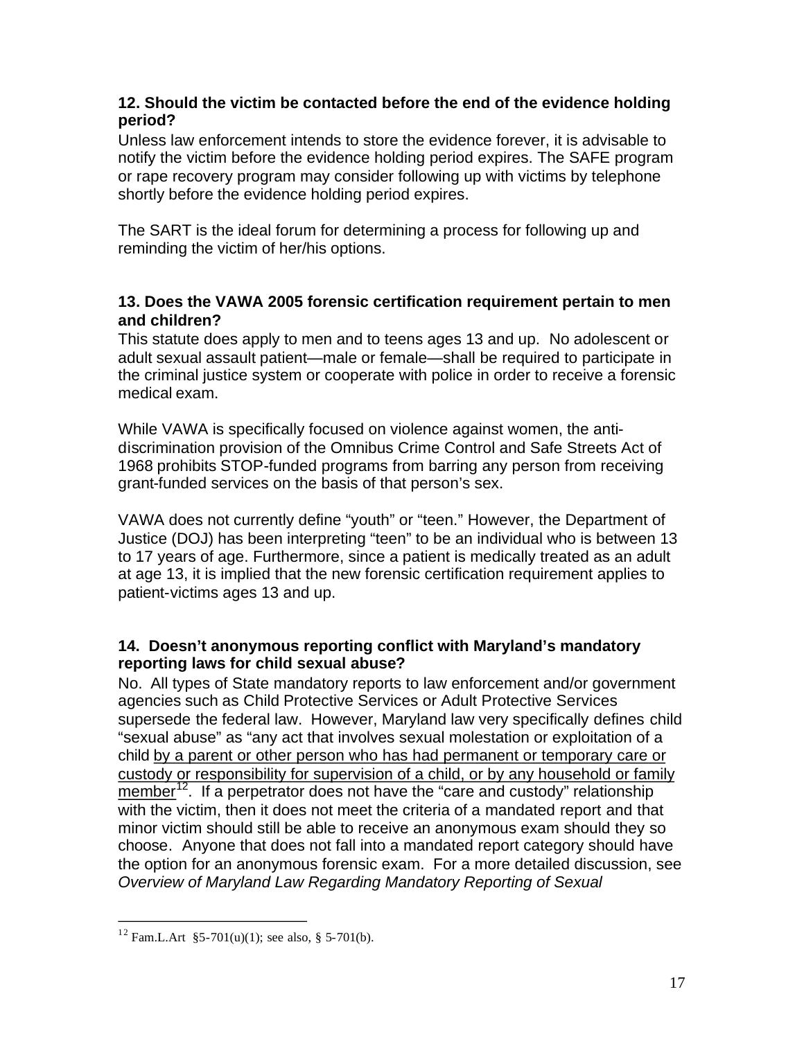**12. Should the victim be contacted before the end of the evidence holding period?**

Unless law enforcement intends to store the evidence forever, it is advisable to notify the victim before the evidence holding period expires. The SAFE program or rape recovery program may consider following up with victims by telephone shortly before the evidence holding period expires.

The SART is the ideal forum for determining a process for following up and reminding the victim of her/his options.

**13. Does the VAWA 2005 forensic certification requirement pertain to men and children?**

This statute does apply to men and to teens ages 13 and up. No adolescent or adult sexual assault patient—male or female—shall be required to participate in the criminal justice system or cooperate with police in order to receive a forensic medical exam.

While VAWA is specifically focused on violence against women, the anti-discrimination provision of the Omnibus Crime Control and Safe Streets Act of 1968 prohibits STOP-funded programs from barring any person from receiving grant-funded services on the basis of that person's sex.

VAWA does not currently define "youth" or "teen." However, the Department of Justice (DOJ) has been interpreting "teen" to be an individual who is between 13 to 17 years of age. Furthermore, since a patient is medically treated as an adult at age 13, it is implied that the new forensic certification requirement applies to patient-victims ages 13 and up.

**14. Doesn't anonymous reporting conflict with Maryland's mandatory reporting laws for child sexual abuse?**

No. All types of State mandatory reports to law enforcement and/or government agencies such as Child Protective Services or Adult Protective Services supersede the federal law. However, Maryland law very specifically defines child "sexual abuse" as "any act that involves sexual molestation or exploitation of a child <u>by a parent or other person who has had permanent or temporary care or custody or responsibility for supervision of a child, or by any household or family member</u>[12]. If a perpetrator does not have the "care and custody" relationship with the victim, then it does not meet the criteria of a mandated report and that minor victim should still be able to receive an anonymous exam should they so choose. Anyone that does not fall into a mandated report category should have the option for an anonymous forensic exam. For a more detailed discussion, see *Overview of Maryland Law Regarding Mandatory Reporting of Sexual*

[12] Fam.L.Art §5-701(u)(1); see also, § 5-701(b).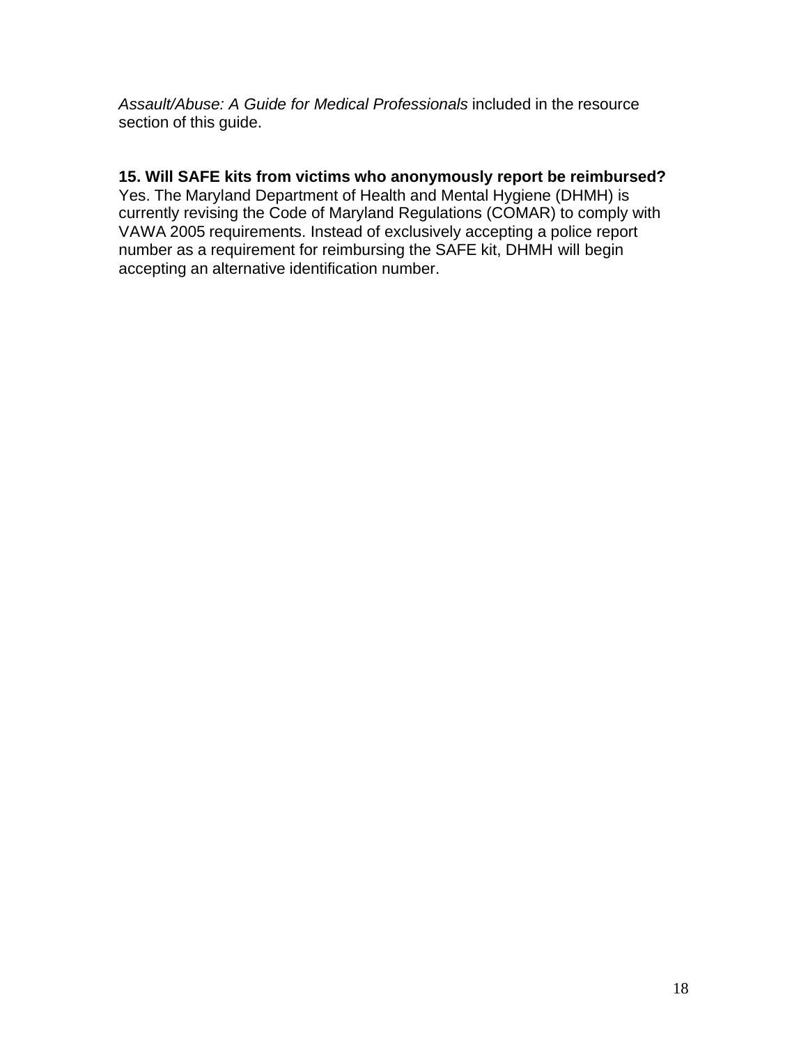*Assault/Abuse: A Guide for Medical Professionals* included in the resource section of this guide.

**15. Will SAFE kits from victims who anonymously report be reimbursed?**
Yes. The Maryland Department of Health and Mental Hygiene (DHMH) is currently revising the Code of Maryland Regulations (COMAR) to comply with VAWA 2005 requirements. Instead of exclusively accepting a police report number as a requirement for reimbursing the SAFE kit, DHMH will begin accepting an alternative identification number.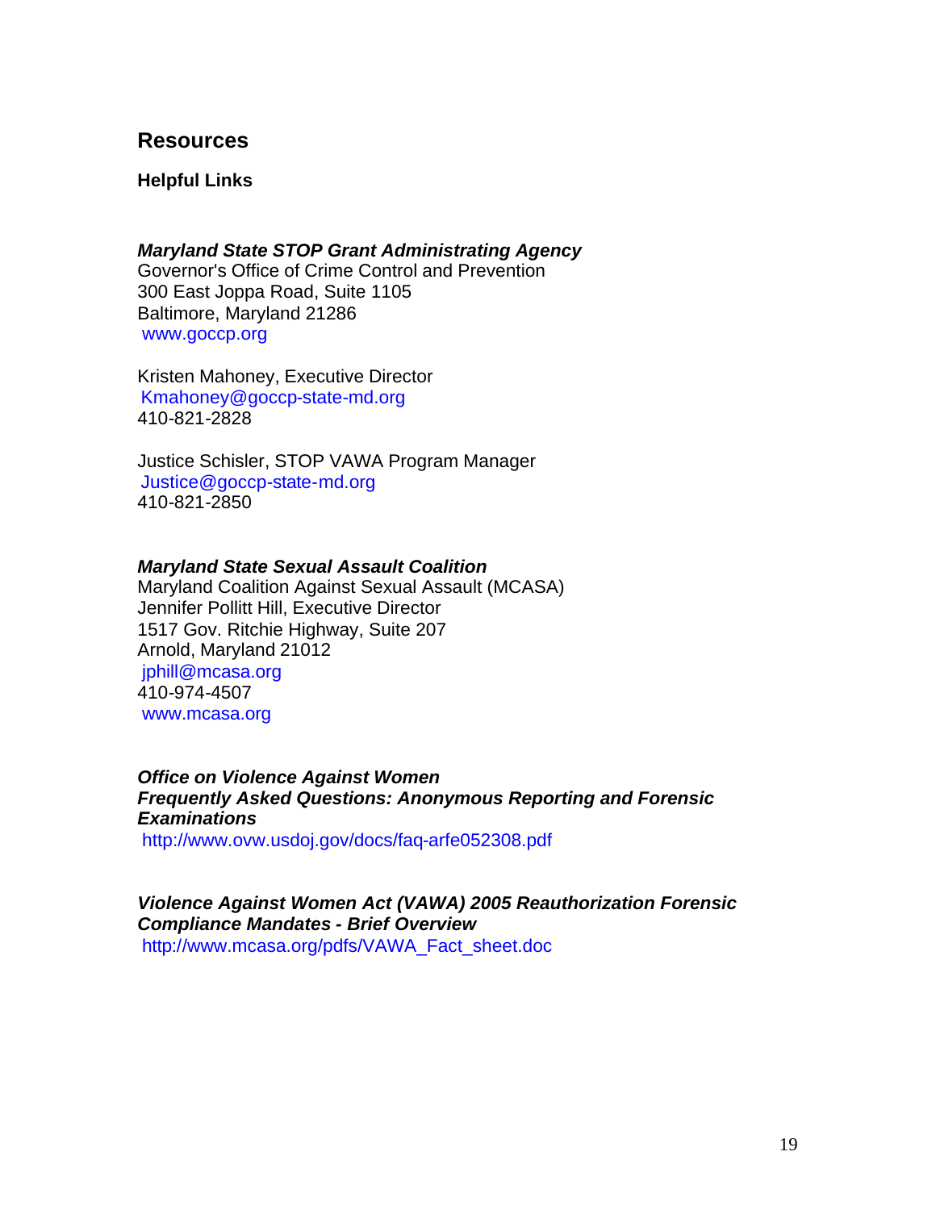## Resources

### Helpful Links

***Maryland State STOP Grant Administrating Agency***
Governor's Office of Crime Control and Prevention
300 East Joppa Road, Suite 1105
Baltimore, Maryland 21286
www.goccp.org

Kristen Mahoney, Executive Director
Kmahoney@goccp-state-md.org
410-821-2828

Justice Schisler, STOP VAWA Program Manager
Justice@goccp-state-md.org
410-821-2850

***Maryland State Sexual Assault Coalition***
Maryland Coalition Against Sexual Assault (MCASA)
Jennifer Pollitt Hill, Executive Director
1517 Gov. Ritchie Highway, Suite 207
Arnold, Maryland 21012
jphill@mcasa.org
410-974-4507
www.mcasa.org

***Office on Violence Against Women***
***Frequently Asked Questions: Anonymous Reporting and Forensic Examinations***
http://www.ovw.usdoj.gov/docs/faq-arfe052308.pdf

***Violence Against Women Act (VAWA) 2005 Reauthorization Forensic Compliance Mandates - Brief Overview***
http://www.mcasa.org/pdfs/VAWA_Fact_sheet.doc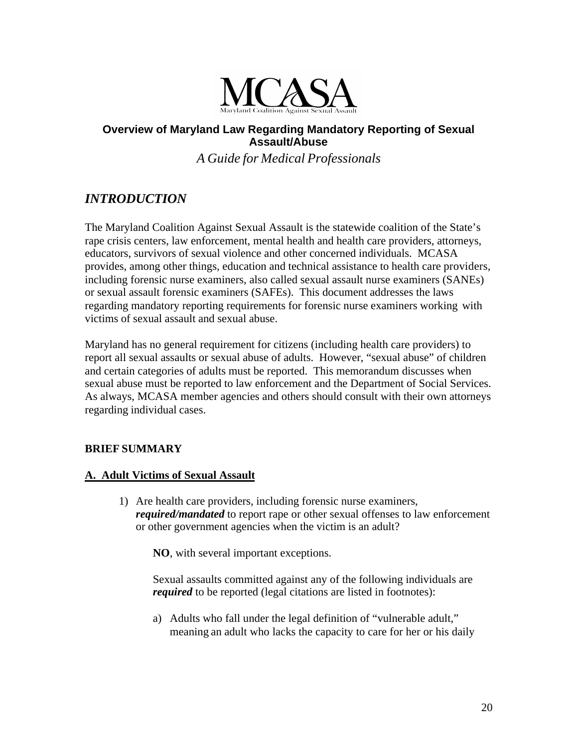MCASA
Maryland Coalition Against Sexual Assault

**Overview of Maryland Law Regarding Mandatory Reporting of Sexual Assault/Abuse**

*A Guide for Medical Professionals*

## *INTRODUCTION*

The Maryland Coalition Against Sexual Assault is the statewide coalition of the State's rape crisis centers, law enforcement, mental health and health care providers, attorneys, educators, survivors of sexual violence and other concerned individuals. MCASA provides, among other things, education and technical assistance to health care providers, including forensic nurse examiners, also called sexual assault nurse examiners (SANEs) or sexual assault forensic examiners (SAFEs). This document addresses the laws regarding mandatory reporting requirements for forensic nurse examiners working with victims of sexual assault and sexual abuse.

Maryland has no general requirement for citizens (including health care providers) to report all sexual assaults or sexual abuse of adults. However, "sexual abuse" of children and certain categories of adults must be reported. This memorandum discusses when sexual abuse must be reported to law enforcement and the Department of Social Services. As always, MCASA member agencies and others should consult with their own attorneys regarding individual cases.

### BRIEF SUMMARY

#### A. Adult Victims of Sexual Assault

1) Are health care providers, including forensic nurse examiners, ***required/mandated*** to report rape or other sexual offenses to law enforcement or other government agencies when the victim is an adult?

   **NO**, with several important exceptions.

   Sexual assaults committed against any of the following individuals are ***required*** to be reported (legal citations are listed in footnotes):

   a) Adults who fall under the legal definition of "vulnerable adult," meaning an adult who lacks the capacity to care for her or his daily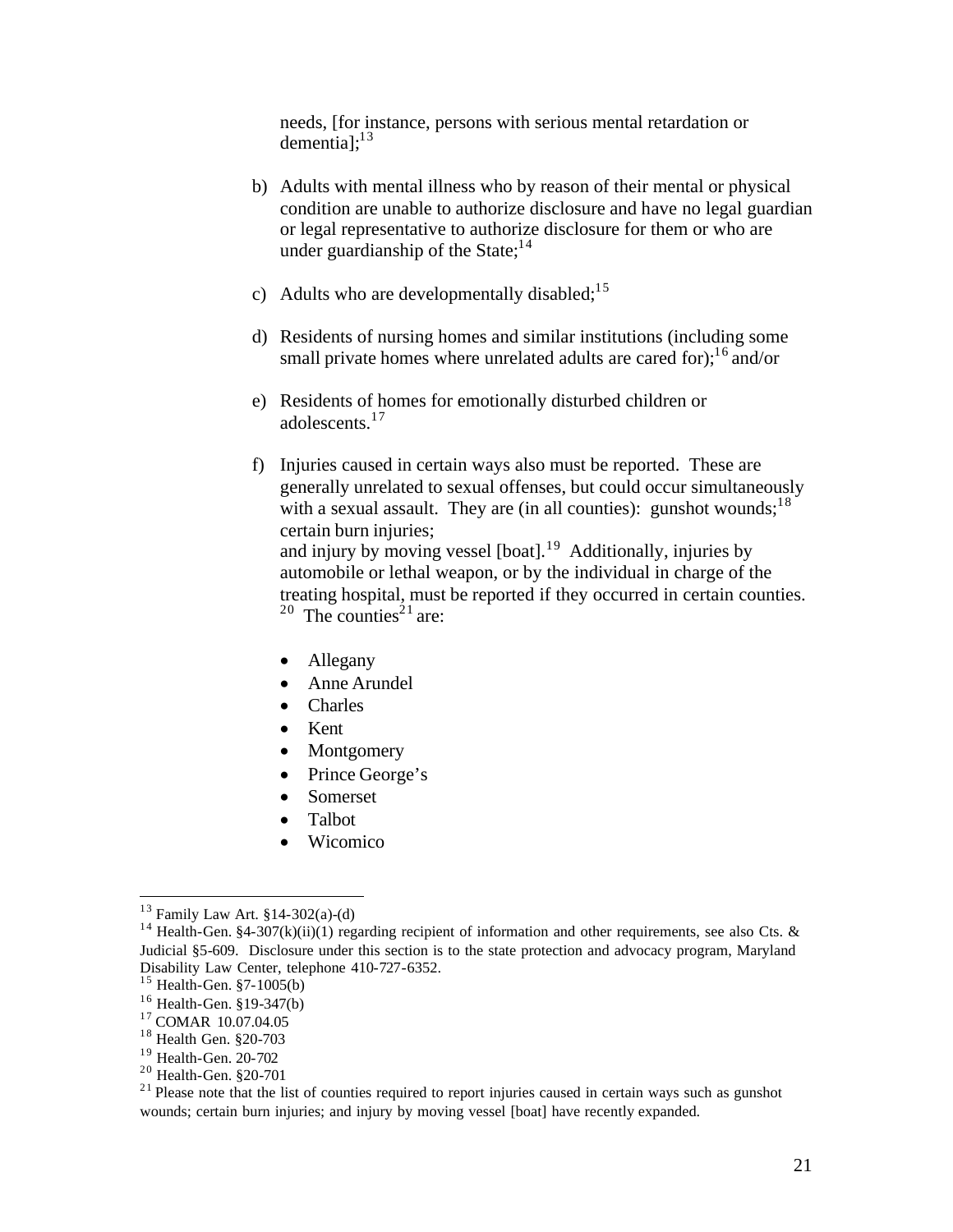needs, [for instance, persons with serious mental retardation or dementia];[13]

b) Adults with mental illness who by reason of their mental or physical condition are unable to authorize disclosure and have no legal guardian or legal representative to authorize disclosure for them or who are under guardianship of the State;[14]

c) Adults who are developmentally disabled;[15]

d) Residents of nursing homes and similar institutions (including some small private homes where unrelated adults are cared for);[16] and/or

e) Residents of homes for emotionally disturbed children or adolescents.[17]

f) Injuries caused in certain ways also must be reported. These are generally unrelated to sexual offenses, but could occur simultaneously with a sexual assault. They are (in all counties): gunshot wounds;[18] certain burn injuries;
and injury by moving vessel [boat].[19] Additionally, injuries by automobile or lethal weapon, or by the individual in charge of the treating hospital, must be reported if they occurred in certain counties.[20] The counties[21] are:

- Allegany
- Anne Arundel
- Charles
- Kent
- Montgomery
- Prince George's
- Somerset
- Talbot
- Wicomico

---

[13] Family Law Art. §14-302(a)-(d)

[14] Health-Gen. §4-307(k)(ii)(1) regarding recipient of information and other requirements, see also Cts. & Judicial §5-609. Disclosure under this section is to the state protection and advocacy program, Maryland Disability Law Center, telephone 410-727-6352.

[15] Health-Gen. §7-1005(b)

[16] Health-Gen. §19-347(b)

[17] COMAR 10.07.04.05

[18] Health Gen. §20-703

[19] Health-Gen. 20-702

[20] Health-Gen. §20-701

[21] Please note that the list of counties required to report injuries caused in certain ways such as gunshot wounds; certain burn injuries; and injury by moving vessel [boat] have recently expanded.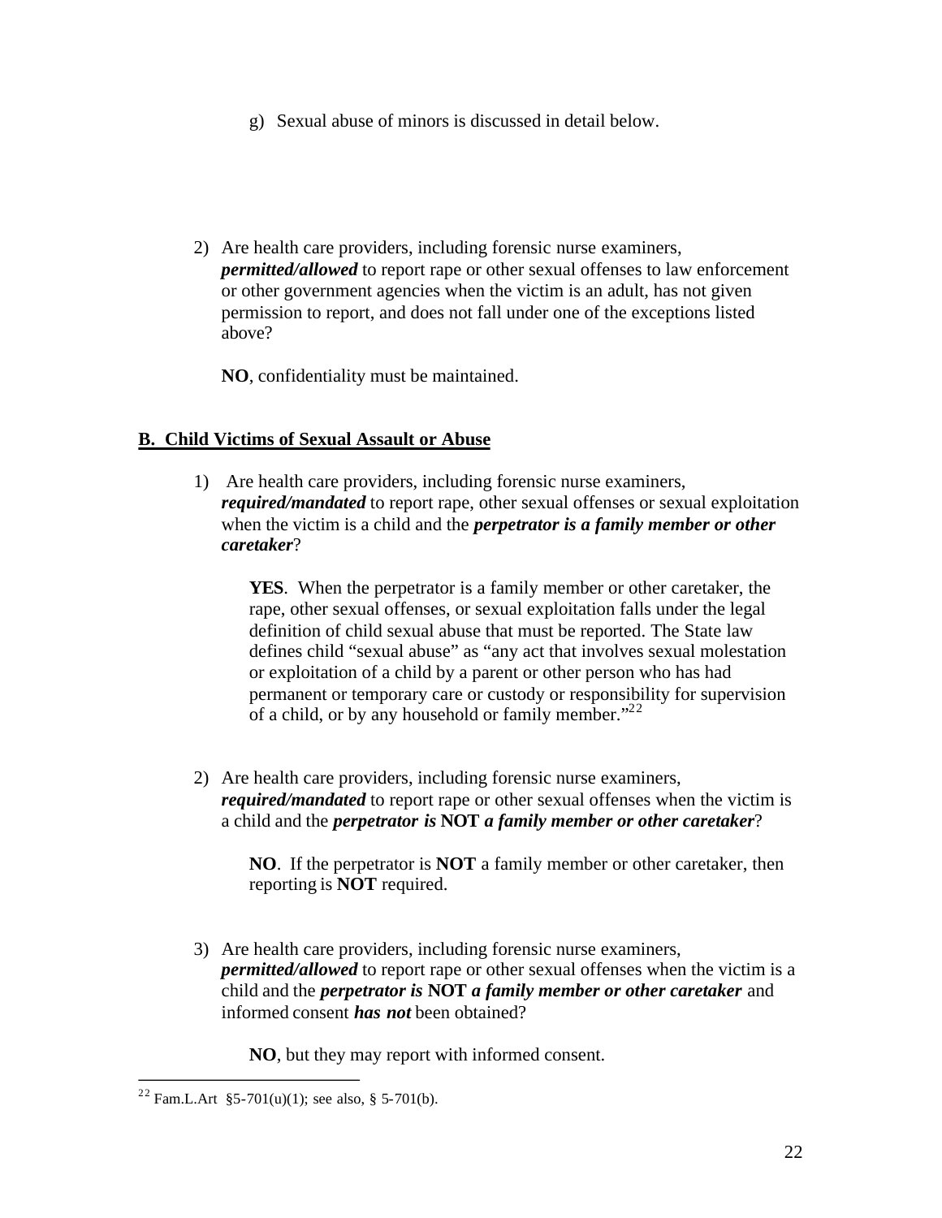g) Sexual abuse of minors is discussed in detail below.

2) Are health care providers, including forensic nurse examiners, ***permitted/allowed*** to report rape or other sexual offenses to law enforcement or other government agencies when the victim is an adult, has not given permission to report, and does not fall under one of the exceptions listed above?

   **NO**, confidentiality must be maintained.

**B. Child Victims of Sexual Assault or Abuse**

1) Are health care providers, including forensic nurse examiners, ***required/mandated*** to report rape, other sexual offenses or sexual exploitation when the victim is a child and the ***perpetrator is a family member or other caretaker***?

   **YES**. When the perpetrator is a family member or other caretaker, the rape, other sexual offenses, or sexual exploitation falls under the legal definition of child sexual abuse that must be reported. The State law defines child "sexual abuse" as "any act that involves sexual molestation or exploitation of a child by a parent or other person who has had permanent or temporary care or custody or responsibility for supervision of a child, or by any household or family member."[22]

2) Are health care providers, including forensic nurse examiners, ***required/mandated*** to report rape or other sexual offenses when the victim is a child and the ***perpetrator is* NOT *a family member or other caretaker***?

   **NO**. If the perpetrator is **NOT** a family member or other caretaker, then reporting is **NOT** required.

3) Are health care providers, including forensic nurse examiners, ***permitted/allowed*** to report rape or other sexual offenses when the victim is a child and the ***perpetrator is* NOT *a family member or other caretaker*** and informed consent ***has not*** been obtained?

   **NO**, but they may report with informed consent.

[22] Fam.L.Art §5-701(u)(1); see also, § 5-701(b).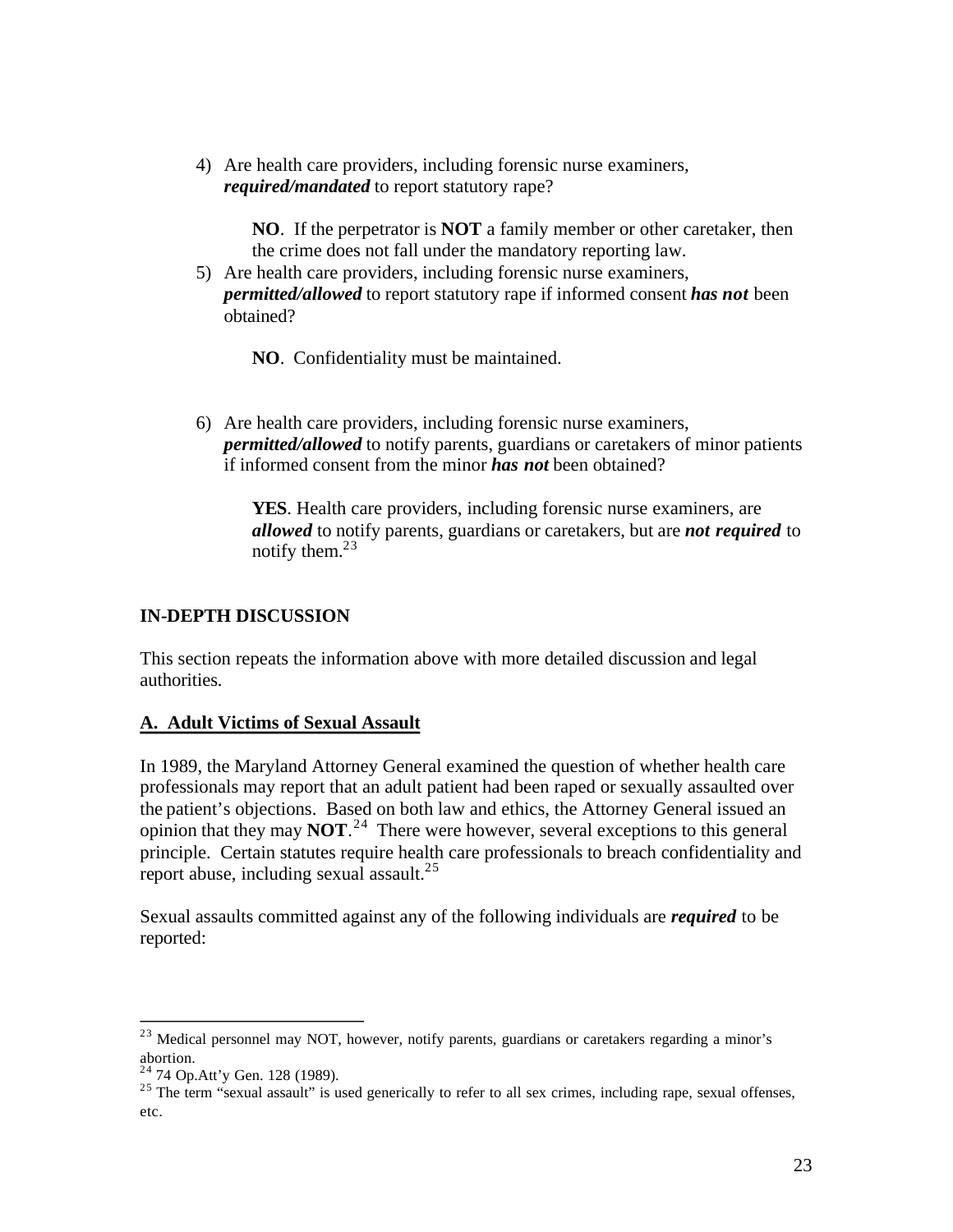4) Are health care providers, including forensic nurse examiners, ***required/mandated*** to report statutory rape?

   **NO**. If the perpetrator is **NOT** a family member or other caretaker, then the crime does not fall under the mandatory reporting law.

5) Are health care providers, including forensic nurse examiners, ***permitted/allowed*** to report statutory rape if informed consent ***has not*** been obtained?

   **NO**. Confidentiality must be maintained.

6) Are health care providers, including forensic nurse examiners, ***permitted/allowed*** to notify parents, guardians or caretakers of minor patients if informed consent from the minor ***has not*** been obtained?

   **YES**. Health care providers, including forensic nurse examiners, are ***allowed*** to notify parents, guardians or caretakers, but are ***not required*** to notify them.[23]

## IN-DEPTH DISCUSSION

This section repeats the information above with more detailed discussion and legal authorities.

### A. Adult Victims of Sexual Assault

In 1989, the Maryland Attorney General examined the question of whether health care professionals may report that an adult patient had been raped or sexually assaulted over the patient's objections. Based on both law and ethics, the Attorney General issued an opinion that they may **NOT**.[24] There were however, several exceptions to this general principle. Certain statutes require health care professionals to breach confidentiality and report abuse, including sexual assault.[25]

Sexual assaults committed against any of the following individuals are ***required*** to be reported:

---

[23] Medical personnel may NOT, however, notify parents, guardians or caretakers regarding a minor's abortion.

[24] 74 Op.Att'y Gen. 128 (1989).

[25] The term "sexual assault" is used generically to refer to all sex crimes, including rape, sexual offenses, etc.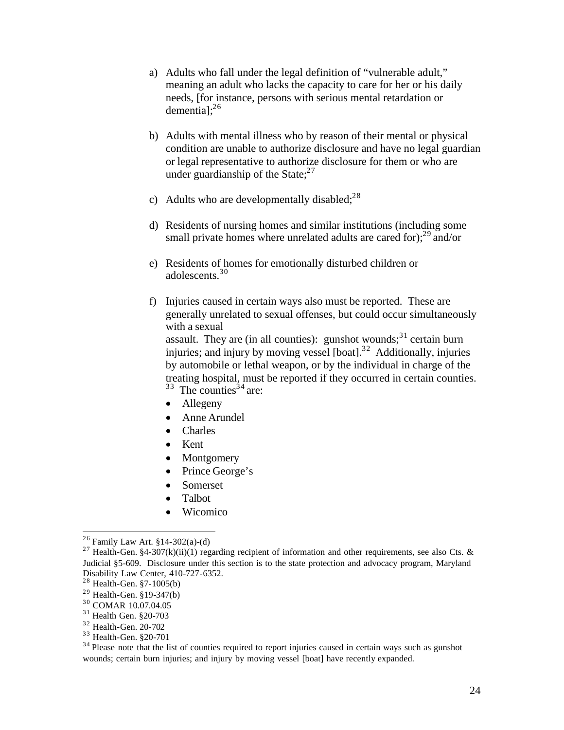a) Adults who fall under the legal definition of "vulnerable adult," meaning an adult who lacks the capacity to care for her or his daily needs, [for instance, persons with serious mental retardation or dementia];[26]

b) Adults with mental illness who by reason of their mental or physical condition are unable to authorize disclosure and have no legal guardian or legal representative to authorize disclosure for them or who are under guardianship of the State;[27]

c) Adults who are developmentally disabled;[28]

d) Residents of nursing homes and similar institutions (including some small private homes where unrelated adults are cared for);[29] and/or

e) Residents of homes for emotionally disturbed children or adolescents.[30]

f) Injuries caused in certain ways also must be reported. These are generally unrelated to sexual offenses, but could occur simultaneously with a sexual assault. They are (in all counties): gunshot wounds;[31] certain burn injuries; and injury by moving vessel [boat].[32] Additionally, injuries by automobile or lethal weapon, or by the individual in charge of the treating hospital, must be reported if they occurred in certain counties.[33] The counties[34] are:

- Allegeny
- Anne Arundel
- Charles
- Kent
- Montgomery
- Prince George's
- Somerset
- Talbot
- Wicomico

---

[26] Family Law Art. §14-302(a)-(d)

[27] Health-Gen. §4-307(k)(ii)(1) regarding recipient of information and other requirements, see also Cts. & Judicial §5-609. Disclosure under this section is to the state protection and advocacy program, Maryland Disability Law Center, 410-727-6352.

[28] Health-Gen. §7-1005(b)

[29] Health-Gen. §19-347(b)

[30] COMAR 10.07.04.05

[31] Health Gen. §20-703

[32] Health-Gen. 20-702

[33] Health-Gen. §20-701

[34] Please note that the list of counties required to report injuries caused in certain ways such as gunshot wounds; certain burn injuries; and injury by moving vessel [boat] have recently expanded.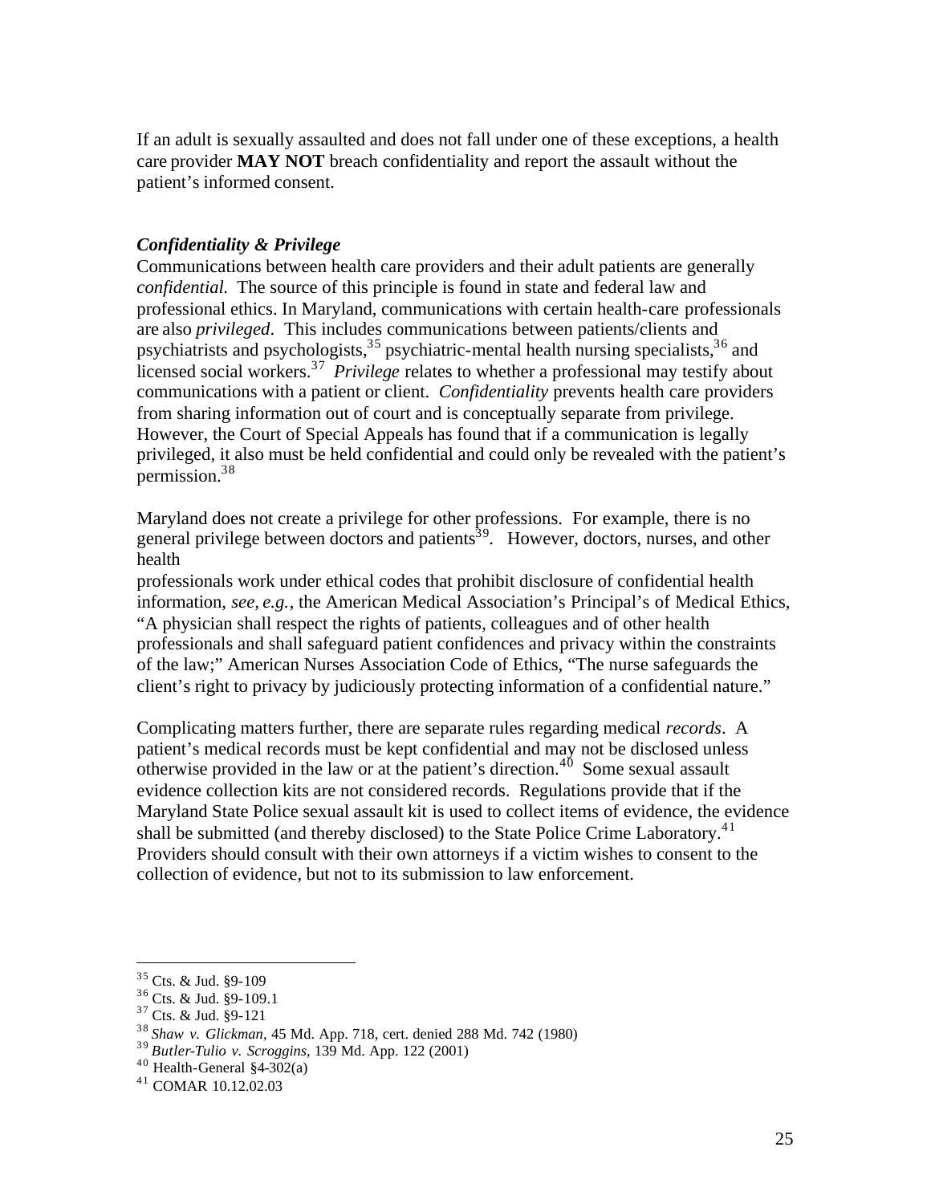If an adult is sexually assaulted and does not fall under one of these exceptions, a health care provider **MAY NOT** breach confidentiality and report the assault without the patient's informed consent.

***Confidentiality & Privilege***

Communications between health care providers and their adult patients are generally *confidential.* The source of this principle is found in state and federal law and professional ethics. In Maryland, communications with certain health-care professionals are also *privileged*. This includes communications between patients/clients and psychiatrists and psychologists,[35] psychiatric-mental health nursing specialists,[36] and licensed social workers.[37] *Privilege* relates to whether a professional may testify about communications with a patient or client. *Confidentiality* prevents health care providers from sharing information out of court and is conceptually separate from privilege. However, the Court of Special Appeals has found that if a communication is legally privileged, it also must be held confidential and could only be revealed with the patient's permission.[38]

Maryland does not create a privilege for other professions. For example, there is no general privilege between doctors and patients[39]. However, doctors, nurses, and other health professionals work under ethical codes that prohibit disclosure of confidential health information, *see, e.g.*, the American Medical Association's Principal's of Medical Ethics, "A physician shall respect the rights of patients, colleagues and of other health professionals and shall safeguard patient confidences and privacy within the constraints of the law;" American Nurses Association Code of Ethics, "The nurse safeguards the client's right to privacy by judiciously protecting information of a confidential nature."

Complicating matters further, there are separate rules regarding medical *records*. A patient's medical records must be kept confidential and may not be disclosed unless otherwise provided in the law or at the patient's direction.[40] Some sexual assault evidence collection kits are not considered records. Regulations provide that if the Maryland State Police sexual assault kit is used to collect items of evidence, the evidence shall be submitted (and thereby disclosed) to the State Police Crime Laboratory.[41] Providers should consult with their own attorneys if a victim wishes to consent to the collection of evidence, but not to its submission to law enforcement.

---

[35] Cts. & Jud. §9-109
[36] Cts. & Jud. §9-109.1
[37] Cts. & Jud. §9-121
[38] *Shaw v. Glickman*, 45 Md. App. 718, cert. denied 288 Md. 742 (1980)
[39] *Butler-Tulio v. Scroggins*, 139 Md. App. 122 (2001)
[40] Health-General §4-302(a)
[41] COMAR 10.12.02.03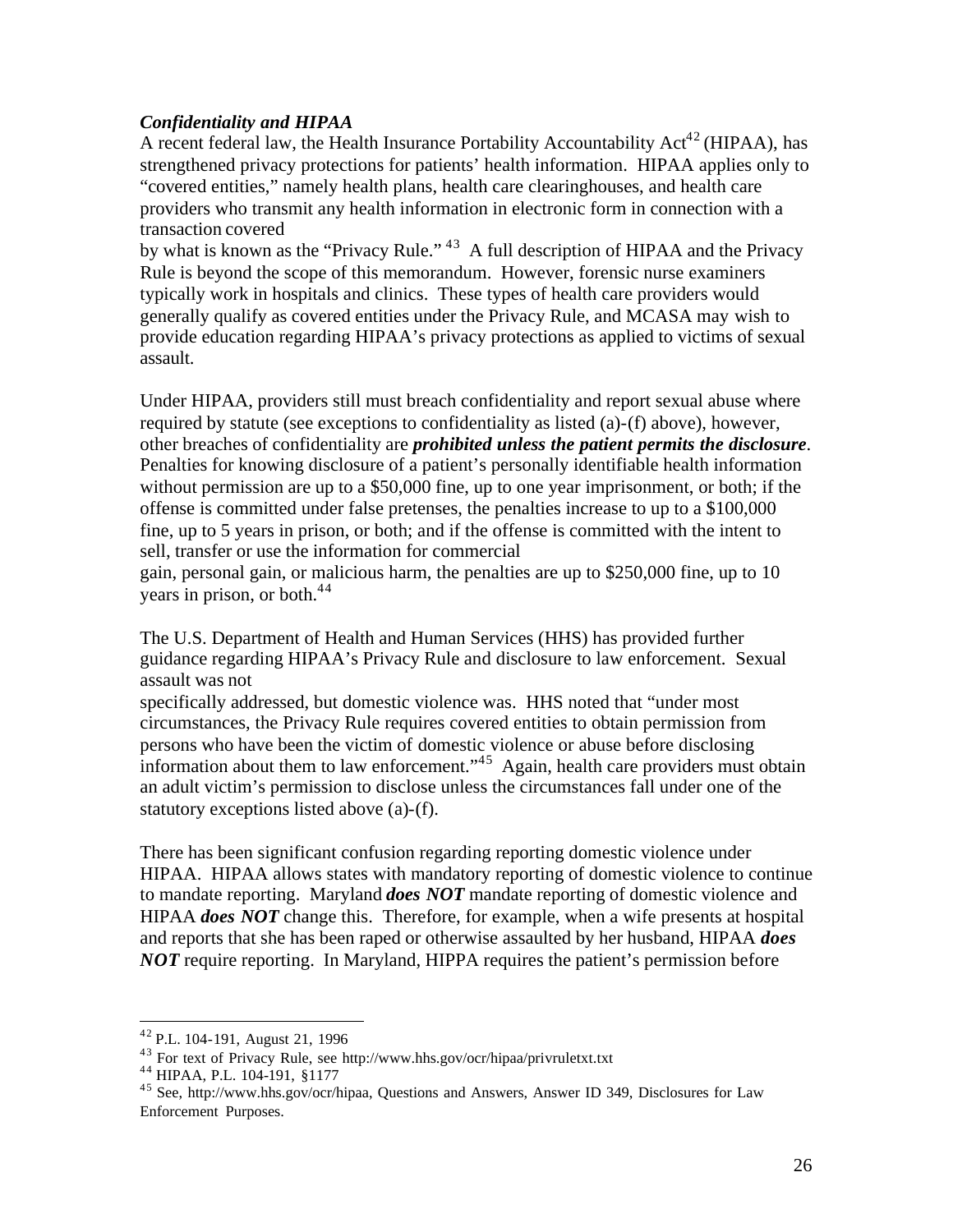***Confidentiality and HIPAA***

A recent federal law, the Health Insurance Portability Accountability Act[42] (HIPAA), has strengthened privacy protections for patients' health information. HIPAA applies only to "covered entities," namely health plans, health care clearinghouses, and health care providers who transmit any health information in electronic form in connection with a transaction covered by what is known as the "Privacy Rule." [43] A full description of HIPAA and the Privacy Rule is beyond the scope of this memorandum. However, forensic nurse examiners typically work in hospitals and clinics. These types of health care providers would generally qualify as covered entities under the Privacy Rule, and MCASA may wish to provide education regarding HIPAA's privacy protections as applied to victims of sexual assault.

Under HIPAA, providers still must breach confidentiality and report sexual abuse where required by statute (see exceptions to confidentiality as listed (a)-(f) above), however, other breaches of confidentiality are ***prohibited unless the patient permits the disclosure***. Penalties for knowing disclosure of a patient's personally identifiable health information without permission are up to a $50,000 fine, up to one year imprisonment, or both; if the offense is committed under false pretenses, the penalties increase to up to a $100,000 fine, up to 5 years in prison, or both; and if the offense is committed with the intent to sell, transfer or use the information for commercial gain, personal gain, or malicious harm, the penalties are up to $250,000 fine, up to 10 years in prison, or both.[44]

The U.S. Department of Health and Human Services (HHS) has provided further guidance regarding HIPAA's Privacy Rule and disclosure to law enforcement. Sexual assault was not specifically addressed, but domestic violence was. HHS noted that "under most circumstances, the Privacy Rule requires covered entities to obtain permission from persons who have been the victim of domestic violence or abuse before disclosing information about them to law enforcement."[45] Again, health care providers must obtain an adult victim's permission to disclose unless the circumstances fall under one of the statutory exceptions listed above (a)-(f).

There has been significant confusion regarding reporting domestic violence under HIPAA. HIPAA allows states with mandatory reporting of domestic violence to continue to mandate reporting. Maryland ***does NOT*** mandate reporting of domestic violence and HIPAA ***does NOT*** change this. Therefore, for example, when a wife presents at hospital and reports that she has been raped or otherwise assaulted by her husband, HIPAA ***does NOT*** require reporting. In Maryland, HIPPA requires the patient's permission before

---

[42] P.L. 104-191, August 21, 1996

[43] For text of Privacy Rule, see http://www.hhs.gov/ocr/hipaa/privruletxt.txt

[44] HIPAA, P.L. 104-191, §1177

[45] See, http://www.hhs.gov/ocr/hipaa, Questions and Answers, Answer ID 349, Disclosures for Law Enforcement Purposes.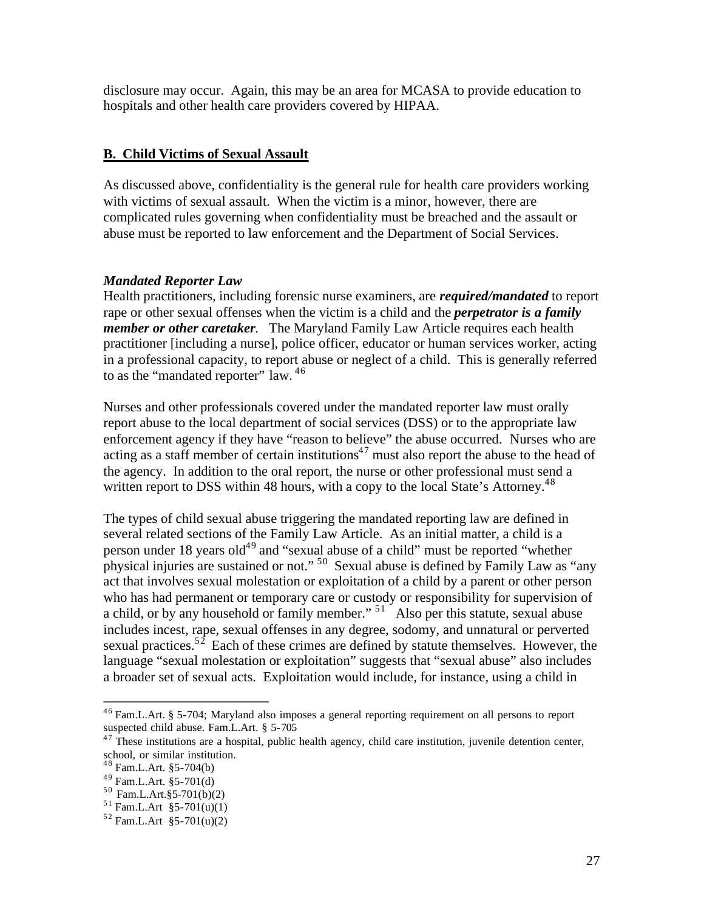disclosure may occur. Again, this may be an area for MCASA to provide education to hospitals and other health care providers covered by HIPAA.

## **B. Child Victims of Sexual Assault**

As discussed above, confidentiality is the general rule for health care providers working with victims of sexual assault. When the victim is a minor, however, there are complicated rules governing when confidentiality must be breached and the assault or abuse must be reported to law enforcement and the Department of Social Services.

### *Mandated Reporter Law*

Health practitioners, including forensic nurse examiners, are ***required/mandated*** to report rape or other sexual offenses when the victim is a child and the ***perpetrator is a family member or other caretaker***. The Maryland Family Law Article requires each health practitioner [including a nurse], police officer, educator or human services worker, acting in a professional capacity, to report abuse or neglect of a child. This is generally referred to as the "mandated reporter" law. [46]

Nurses and other professionals covered under the mandated reporter law must orally report abuse to the local department of social services (DSS) or to the appropriate law enforcement agency if they have "reason to believe" the abuse occurred. Nurses who are acting as a staff member of certain institutions[47] must also report the abuse to the head of the agency. In addition to the oral report, the nurse or other professional must send a written report to DSS within 48 hours, with a copy to the local State's Attorney.[48]

The types of child sexual abuse triggering the mandated reporting law are defined in several related sections of the Family Law Article. As an initial matter, a child is a person under 18 years old[49] and "sexual abuse of a child" must be reported "whether physical injuries are sustained or not." [50] Sexual abuse is defined by Family Law as "any act that involves sexual molestation or exploitation of a child by a parent or other person who has had permanent or temporary care or custody or responsibility for supervision of a child, or by any household or family member." [51] Also per this statute, sexual abuse includes incest, rape, sexual offenses in any degree, sodomy, and unnatural or perverted sexual practices.[52] Each of these crimes are defined by statute themselves. However, the language "sexual molestation or exploitation" suggests that "sexual abuse" also includes a broader set of sexual acts. Exploitation would include, for instance, using a child in

---

[46] Fam.L.Art. § 5-704; Maryland also imposes a general reporting requirement on all persons to report suspected child abuse. Fam.L.Art. § 5-705

[47] These institutions are a hospital, public health agency, child care institution, juvenile detention center, school, or similar institution.

[48] Fam.L.Art. §5-704(b)

[49] Fam.L.Art. §5-701(d)

[50] Fam.L.Art.§5-701(b)(2)

[51] Fam.L.Art §5-701(u)(1)

[52] Fam.L.Art §5-701(u)(2)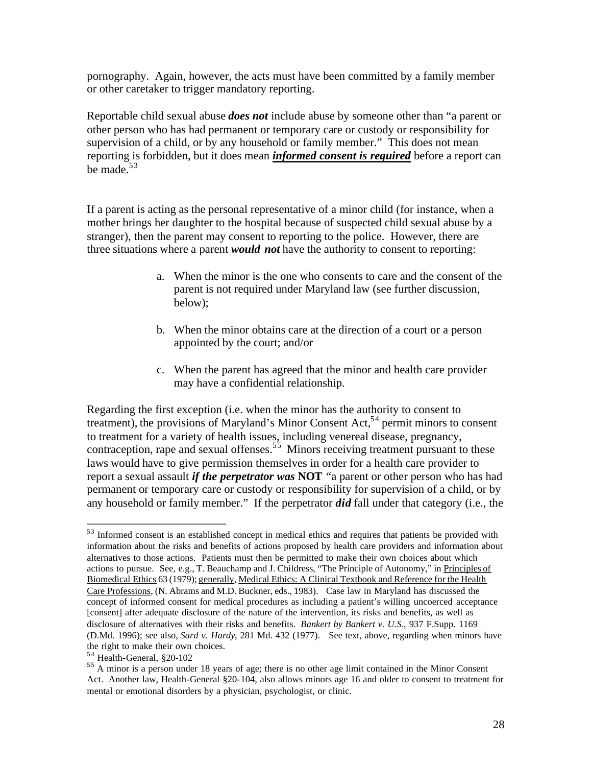pornography. Again, however, the acts must have been committed by a family member or other caretaker to trigger mandatory reporting.

Reportable child sexual abuse ***does not*** include abuse by someone other than "a parent or other person who has had permanent or temporary care or custody or responsibility for supervision of a child, or by any household or family member." This does not mean reporting is forbidden, but it does mean ***informed consent is required*** before a report can be made.[53]

If a parent is acting as the personal representative of a minor child (for instance, when a mother brings her daughter to the hospital because of suspected child sexual abuse by a stranger), then the parent may consent to reporting to the police. However, there are three situations where a parent ***would not*** have the authority to consent to reporting:

a. When the minor is the one who consents to care and the consent of the parent is not required under Maryland law (see further discussion, below);

b. When the minor obtains care at the direction of a court or a person appointed by the court; and/or

c. When the parent has agreed that the minor and health care provider may have a confidential relationship.

Regarding the first exception (i.e. when the minor has the authority to consent to treatment), the provisions of Maryland's Minor Consent Act,[54] permit minors to consent to treatment for a variety of health issues, including venereal disease, pregnancy, contraception, rape and sexual offenses.[55] Minors receiving treatment pursuant to these laws would have to give permission themselves in order for a health care provider to report a sexual assault ***if the perpetrator was*** **NOT** "a parent or other person who has had permanent or temporary care or custody or responsibility for supervision of a child, or by any household or family member." If the perpetrator ***did*** fall under that category (i.e., the

---

[53] Informed consent is an established concept in medical ethics and requires that patients be provided with information about the risks and benefits of actions proposed by health care providers and information about alternatives to those actions. Patients must then be permitted to make their own choices about which actions to pursue. See, e.g., T. Beauchamp and J. Childress, "The Principle of Autonomy," in Principles of Biomedical Ethics 63 (1979); generally, Medical Ethics: A Clinical Textbook and Reference for the Health Care Professions, (N. Abrams and M.D. Buckner, eds., 1983). Case law in Maryland has discussed the concept of informed consent for medical procedures as including a patient's willing uncoerced acceptance [consent] after adequate disclosure of the nature of the intervention, its risks and benefits, as well as disclosure of alternatives with their risks and benefits. *Bankert by Bankert v. U.S.*, 937 F.Supp. 1169 (D.Md. 1996); see also, *Sard v. Hardy*, 281 Md. 432 (1977). See text, above, regarding when minors have the right to make their own choices.

[54] Health-General, §20-102

[55] A minor is a person under 18 years of age; there is no other age limit contained in the Minor Consent Act. Another law, Health-General §20-104, also allows minors age 16 and older to consent to treatment for mental or emotional disorders by a physician, psychologist, or clinic.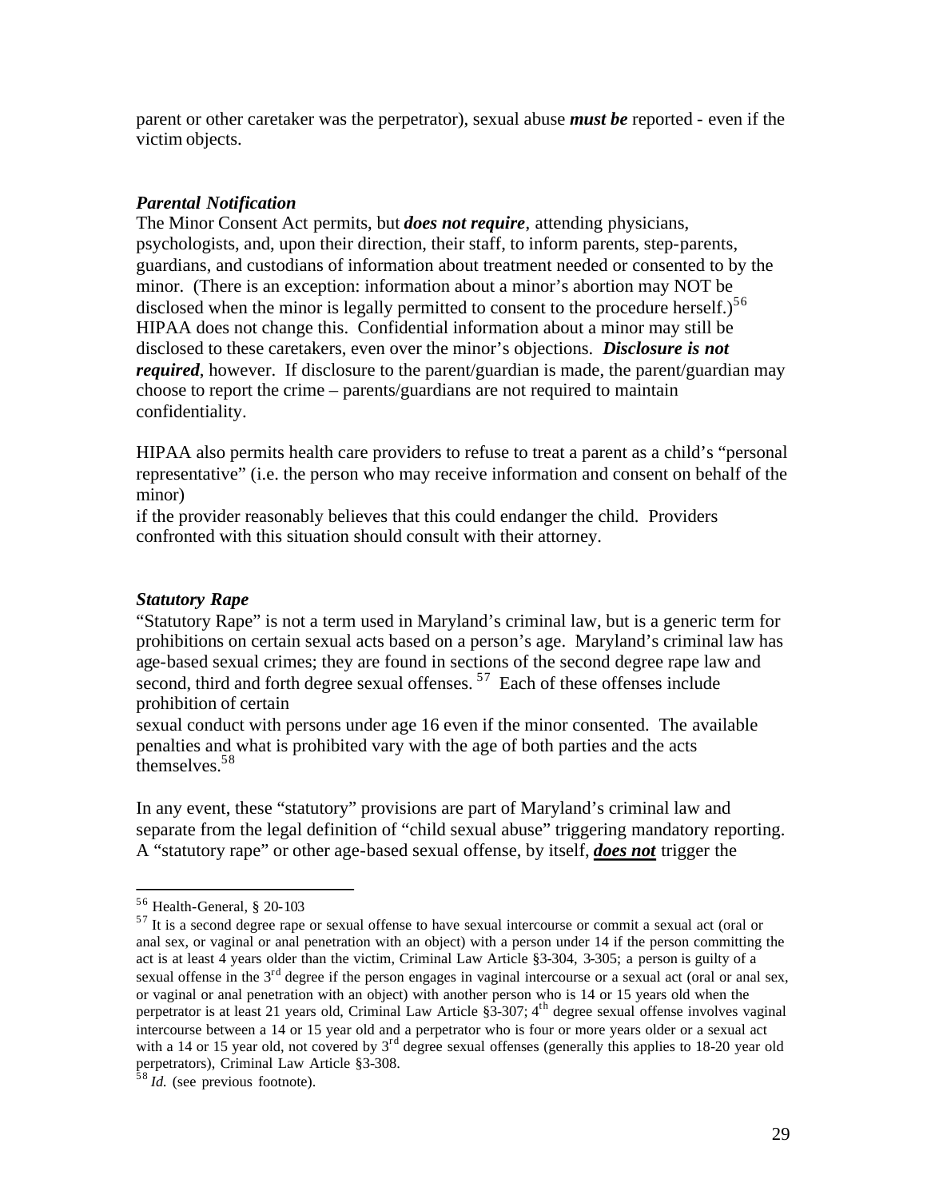parent or other caretaker was the perpetrator), sexual abuse ***must be*** reported - even if the victim objects.

***Parental Notification***

The Minor Consent Act permits, but ***does not require***, attending physicians, psychologists, and, upon their direction, their staff, to inform parents, step-parents, guardians, and custodians of information about treatment needed or consented to by the minor. (There is an exception: information about a minor's abortion may NOT be disclosed when the minor is legally permitted to consent to the procedure herself.)[56] HIPAA does not change this. Confidential information about a minor may still be disclosed to these caretakers, even over the minor's objections. ***Disclosure is not required***, however. If disclosure to the parent/guardian is made, the parent/guardian may choose to report the crime – parents/guardians are not required to maintain confidentiality.

HIPAA also permits health care providers to refuse to treat a parent as a child's "personal representative" (i.e. the person who may receive information and consent on behalf of the minor)
if the provider reasonably believes that this could endanger the child. Providers confronted with this situation should consult with their attorney.

***Statutory Rape***

"Statutory Rape" is not a term used in Maryland's criminal law, but is a generic term for prohibitions on certain sexual acts based on a person's age. Maryland's criminal law has age-based sexual crimes; they are found in sections of the second degree rape law and second, third and forth degree sexual offenses.[57] Each of these offenses include prohibition of certain
sexual conduct with persons under age 16 even if the minor consented. The available penalties and what is prohibited vary with the age of both parties and the acts themselves.[58]

In any event, these "statutory" provisions are part of Maryland's criminal law and separate from the legal definition of "child sexual abuse" triggering mandatory reporting. A "statutory rape" or other age-based sexual offense, by itself, ***does not*** trigger the

---

[56] Health-General, § 20-103

[57] It is a second degree rape or sexual offense to have sexual intercourse or commit a sexual act (oral or anal sex, or vaginal or anal penetration with an object) with a person under 14 if the person committing the act is at least 4 years older than the victim, Criminal Law Article §3-304, 3-305; a person is guilty of a sexual offense in the 3rd degree if the person engages in vaginal intercourse or a sexual act (oral or anal sex, or vaginal or anal penetration with an object) with another person who is 14 or 15 years old when the perpetrator is at least 21 years old, Criminal Law Article §3-307; 4th degree sexual offense involves vaginal intercourse between a 14 or 15 year old and a perpetrator who is four or more years older or a sexual act with a 14 or 15 year old, not covered by 3rd degree sexual offenses (generally this applies to 18-20 year old perpetrators), Criminal Law Article §3-308.

[58] *Id.* (see previous footnote).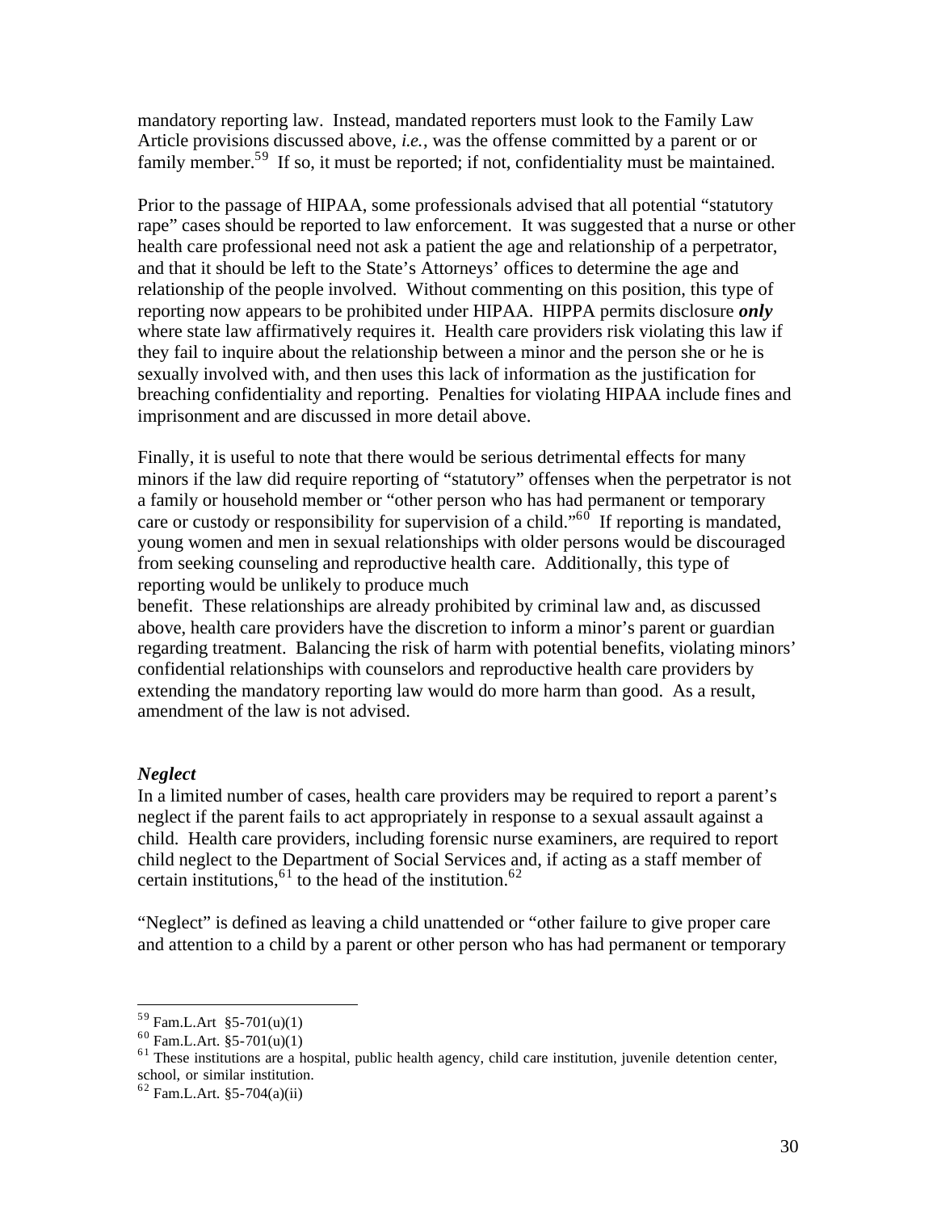mandatory reporting law. Instead, mandated reporters must look to the Family Law Article provisions discussed above, *i.e.*, was the offense committed by a parent or or family member.[59] If so, it must be reported; if not, confidentiality must be maintained.

Prior to the passage of HIPAA, some professionals advised that all potential "statutory rape" cases should be reported to law enforcement. It was suggested that a nurse or other health care professional need not ask a patient the age and relationship of a perpetrator, and that it should be left to the State's Attorneys' offices to determine the age and relationship of the people involved. Without commenting on this position, this type of reporting now appears to be prohibited under HIPAA. HIPPA permits disclosure ***only*** where state law affirmatively requires it. Health care providers risk violating this law if they fail to inquire about the relationship between a minor and the person she or he is sexually involved with, and then uses this lack of information as the justification for breaching confidentiality and reporting. Penalties for violating HIPAA include fines and imprisonment and are discussed in more detail above.

Finally, it is useful to note that there would be serious detrimental effects for many minors if the law did require reporting of "statutory" offenses when the perpetrator is not a family or household member or "other person who has had permanent or temporary care or custody or responsibility for supervision of a child."[60] If reporting is mandated, young women and men in sexual relationships with older persons would be discouraged from seeking counseling and reproductive health care. Additionally, this type of reporting would be unlikely to produce much benefit. These relationships are already prohibited by criminal law and, as discussed above, health care providers have the discretion to inform a minor's parent or guardian regarding treatment. Balancing the risk of harm with potential benefits, violating minors' confidential relationships with counselors and reproductive health care providers by extending the mandatory reporting law would do more harm than good. As a result, amendment of the law is not advised.

### *Neglect*

In a limited number of cases, health care providers may be required to report a parent's neglect if the parent fails to act appropriately in response to a sexual assault against a child. Health care providers, including forensic nurse examiners, are required to report child neglect to the Department of Social Services and, if acting as a staff member of certain institutions,[61] to the head of the institution.[62]

"Neglect" is defined as leaving a child unattended or "other failure to give proper care and attention to a child by a parent or other person who has had permanent or temporary

---

[59] Fam.L.Art §5-701(u)(1)

[60] Fam.L.Art. §5-701(u)(1)

[61] These institutions are a hospital, public health agency, child care institution, juvenile detention center, school, or similar institution.

[62] Fam.L.Art. §5-704(a)(ii)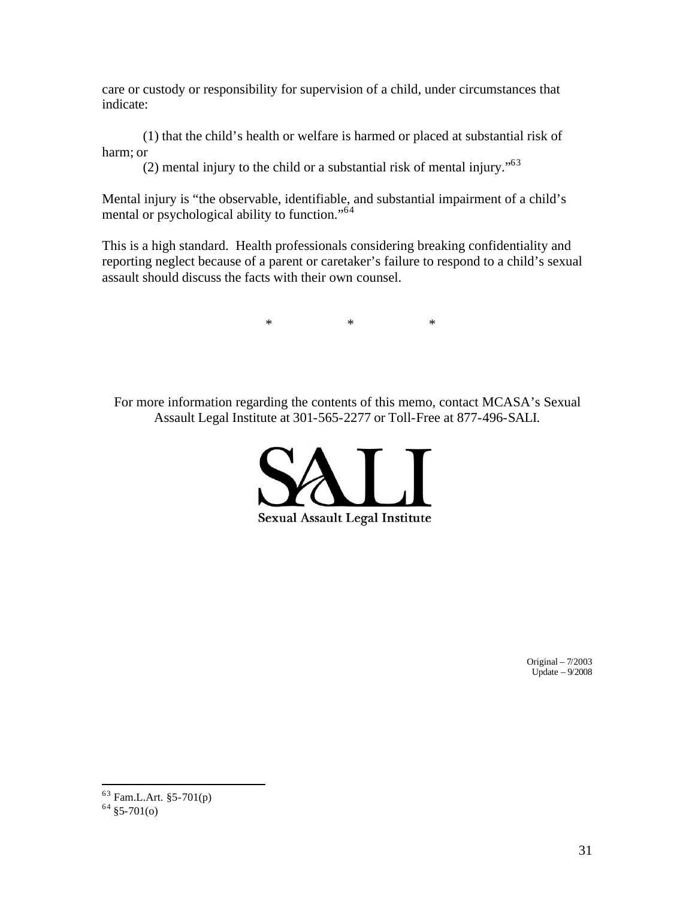care or custody or responsibility for supervision of a child, under circumstances that indicate:

(1) that the child's health or welfare is harmed or placed at substantial risk of harm; or

(2) mental injury to the child or a substantial risk of mental injury."[63]

Mental injury is "the observable, identifiable, and substantial impairment of a child's mental or psychological ability to function."[64]

This is a high standard. Health professionals considering breaking confidentiality and reporting neglect because of a parent or caretaker's failure to respond to a child's sexual assault should discuss the facts with their own counsel.

\* \* \*

For more information regarding the contents of this memo, contact MCASA's Sexual Assault Legal Institute at 301-565-2277 or Toll-Free at 877-496-SALI.

SALI

Sexual Assault Legal Institute

Original – 7/2003
Update – 9/2008

---

[63] Fam.L.Art. §5-701(p)

[64] §5-701(o)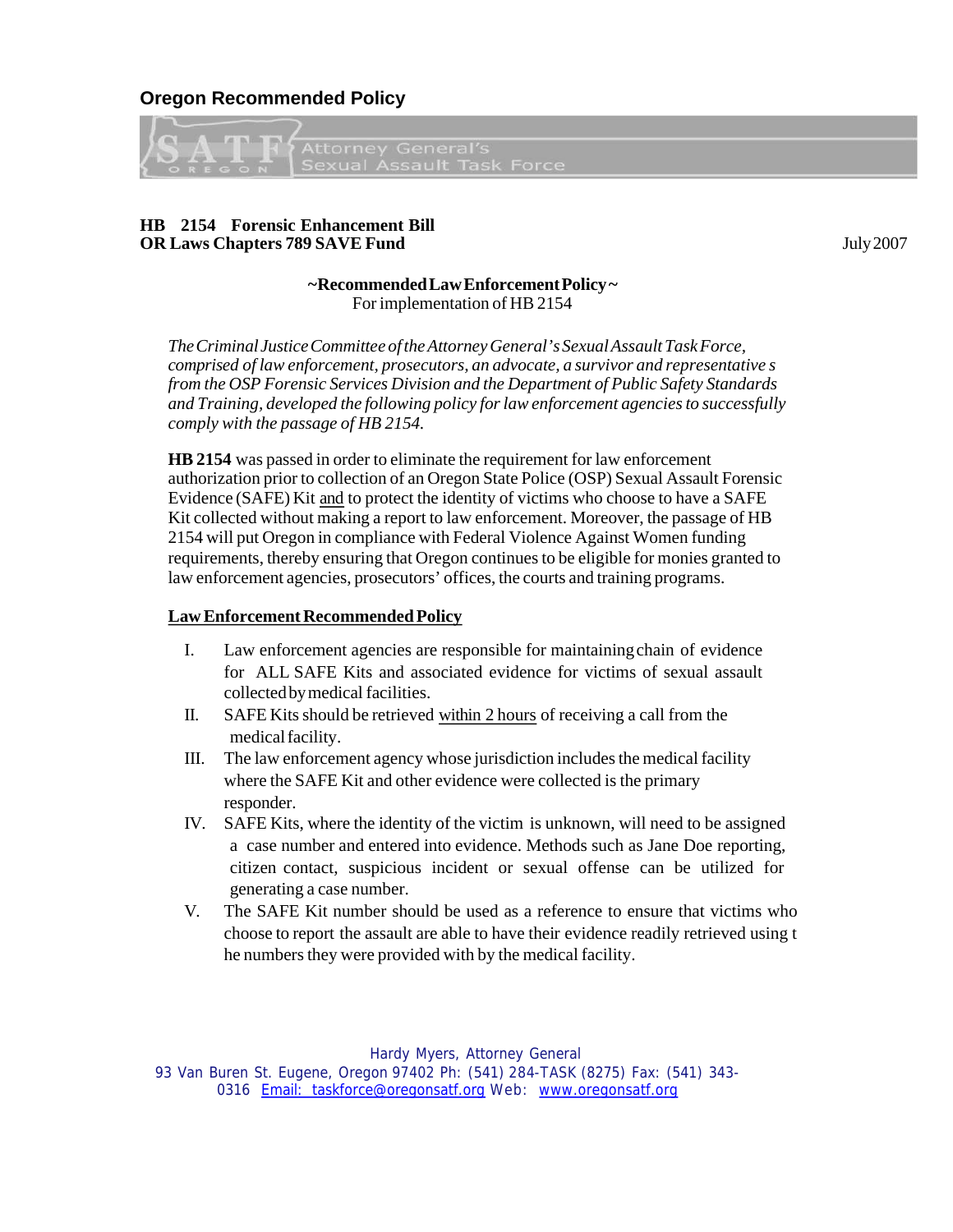## Oregon Recommended Policy

SATF OREGON — Attorney General's Sexual Assault Task Force

**HB 2154 Forensic Enhancement Bill**
**OR Laws Chapters 789 SAVE Fund**

July 2007

**~Recommended Law Enforcement Policy~**
For implementation of HB 2154

*The Criminal Justice Committee of the Attorney General's Sexual Assault Task Force, comprised of law enforcement, prosecutors, an advocate, a survivor and representatives from the OSP Forensic Services Division and the Department of Public Safety Standards and Training, developed the following policy for law enforcement agencies to successfully comply with the passage of HB 2154.*

**HB 2154** was passed in order to eliminate the requirement for law enforcement authorization prior to collection of an Oregon State Police (OSP) Sexual Assault Forensic Evidence (SAFE) Kit <u>and</u> to protect the identity of victims who choose to have a SAFE Kit collected without making a report to law enforcement. Moreover, the passage of HB 2154 will put Oregon in compliance with Federal Violence Against Women funding requirements, thereby ensuring that Oregon continues to be eligible for monies granted to law enforcement agencies, prosecutors' offices, the courts and training programs.

**<u>Law Enforcement Recommended Policy</u>**

I. Law enforcement agencies are responsible for maintaining chain of evidence for ALL SAFE Kits and associated evidence for victims of sexual assault collected by medical facilities.
II. SAFE Kits should be retrieved <u>within 2 hours</u> of receiving a call from the medical facility.
III. The law enforcement agency whose jurisdiction includes the medical facility where the SAFE Kit and other evidence were collected is the primary responder.
IV. SAFE Kits, where the identity of the victim is unknown, will need to be assigned a case number and entered into evidence. Methods such as Jane Doe reporting, citizen contact, suspicious incident or sexual offense can be utilized for generating a case number.
V. The SAFE Kit number should be used as a reference to ensure that victims who choose to report the assault are able to have their evidence readily retrieved using the numbers they were provided with by the medical facility.

Hardy Myers, Attorney General
93 Van Buren St. Eugene, Oregon 97402 Ph: (541) 284-TASK (8275) Fax: (541) 343-0316 Email: taskforce@oregonsatf.org Web: www.oregonsatf.org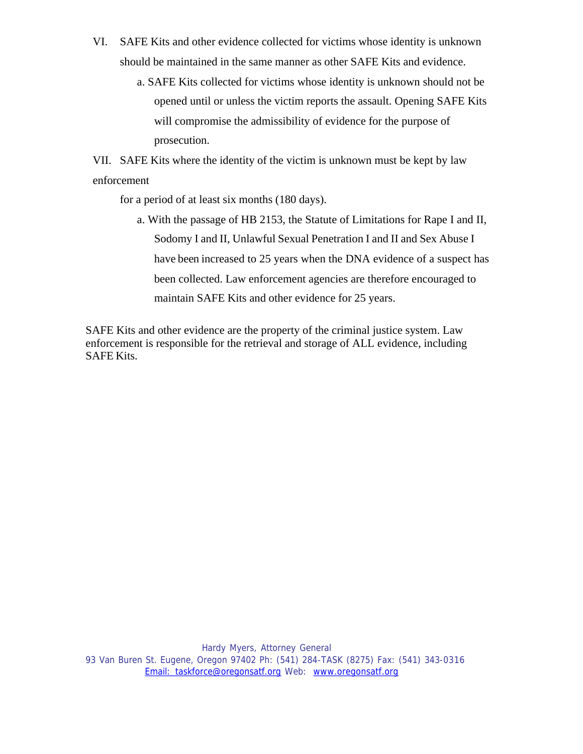VI. SAFE Kits and other evidence collected for victims whose identity is unknown should be maintained in the same manner as other SAFE Kits and evidence.

   a. SAFE Kits collected for victims whose identity is unknown should not be opened until or unless the victim reports the assault. Opening SAFE Kits will compromise the admissibility of evidence for the purpose of prosecution.

VII. SAFE Kits where the identity of the victim is unknown must be kept by law enforcement for a period of at least six months (180 days).

   a. With the passage of HB 2153, the Statute of Limitations for Rape I and II, Sodomy I and II, Unlawful Sexual Penetration I and II and Sex Abuse I have been increased to 25 years when the DNA evidence of a suspect has been collected. Law enforcement agencies are therefore encouraged to maintain SAFE Kits and other evidence for 25 years.

SAFE Kits and other evidence are the property of the criminal justice system. Law enforcement is responsible for the retrieval and storage of ALL evidence, including SAFE Kits.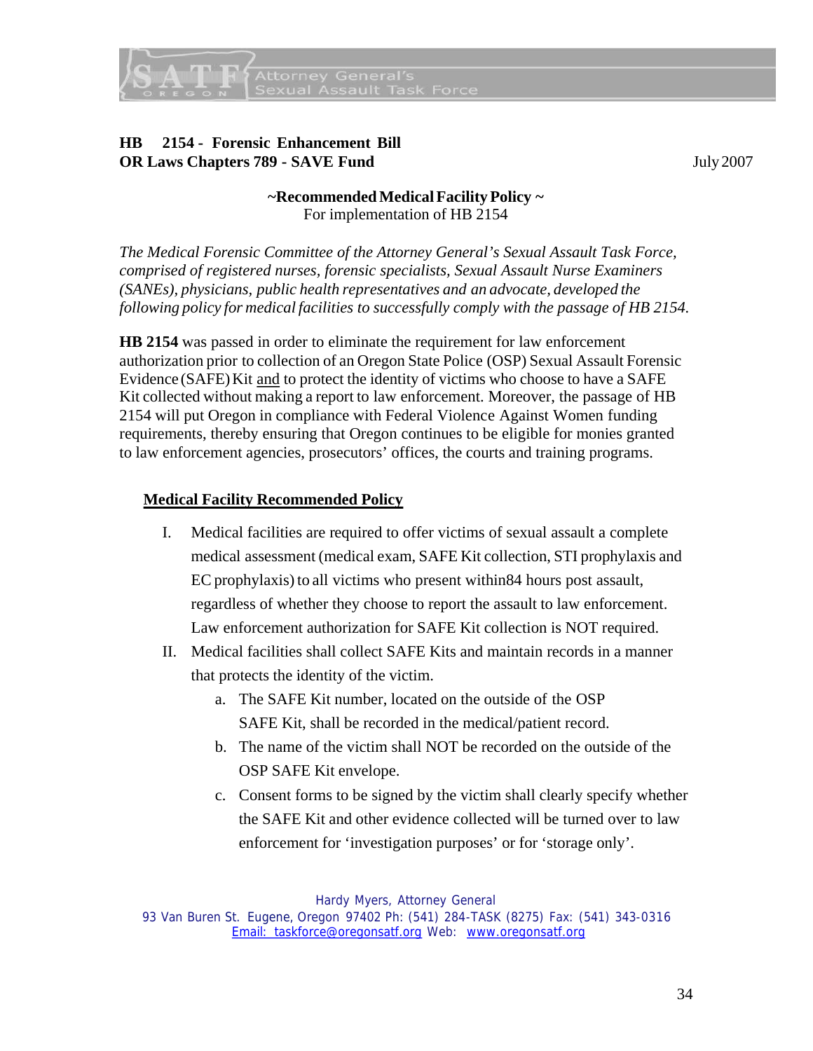**HB 2154 - Forensic Enhancement Bill**
**OR Laws Chapters 789 - SAVE Fund**

July 2007

**~Recommended Medical Facility Policy ~**
For implementation of HB 2154

*The Medical Forensic Committee of the Attorney General's Sexual Assault Task Force, comprised of registered nurses, forensic specialists, Sexual Assault Nurse Examiners (SANEs), physicians, public health representatives and an advocate, developed the following policy for medical facilities to successfully comply with the passage of HB 2154.*

**HB 2154** was passed in order to eliminate the requirement for law enforcement authorization prior to collection of an Oregon State Police (OSP) Sexual Assault Forensic Evidence (SAFE) Kit <u>and</u> to protect the identity of victims who choose to have a SAFE Kit collected without making a report to law enforcement. Moreover, the passage of HB 2154 will put Oregon in compliance with Federal Violence Against Women funding requirements, thereby ensuring that Oregon continues to be eligible for monies granted to law enforcement agencies, prosecutors' offices, the courts and training programs.

## <u>Medical Facility Recommended Policy</u>

I. Medical facilities are required to offer victims of sexual assault a complete medical assessment (medical exam, SAFE Kit collection, STI prophylaxis and EC prophylaxis) to all victims who present within84 hours post assault, regardless of whether they choose to report the assault to law enforcement. Law enforcement authorization for SAFE Kit collection is NOT required.

II. Medical facilities shall collect SAFE Kits and maintain records in a manner that protects the identity of the victim.

   a. The SAFE Kit number, located on the outside of the OSP SAFE Kit, shall be recorded in the medical/patient record.

   b. The name of the victim shall NOT be recorded on the outside of the OSP SAFE Kit envelope.

   c. Consent forms to be signed by the victim shall clearly specify whether the SAFE Kit and other evidence collected will be turned over to law enforcement for 'investigation purposes' or for 'storage only'.

Hardy Myers, Attorney General
93 Van Buren St. Eugene, Oregon 97402 Ph: (541) 284-TASK (8275) Fax: (541) 343-0316
Email: taskforce@oregonsatf.org Web: www.oregonsatf.org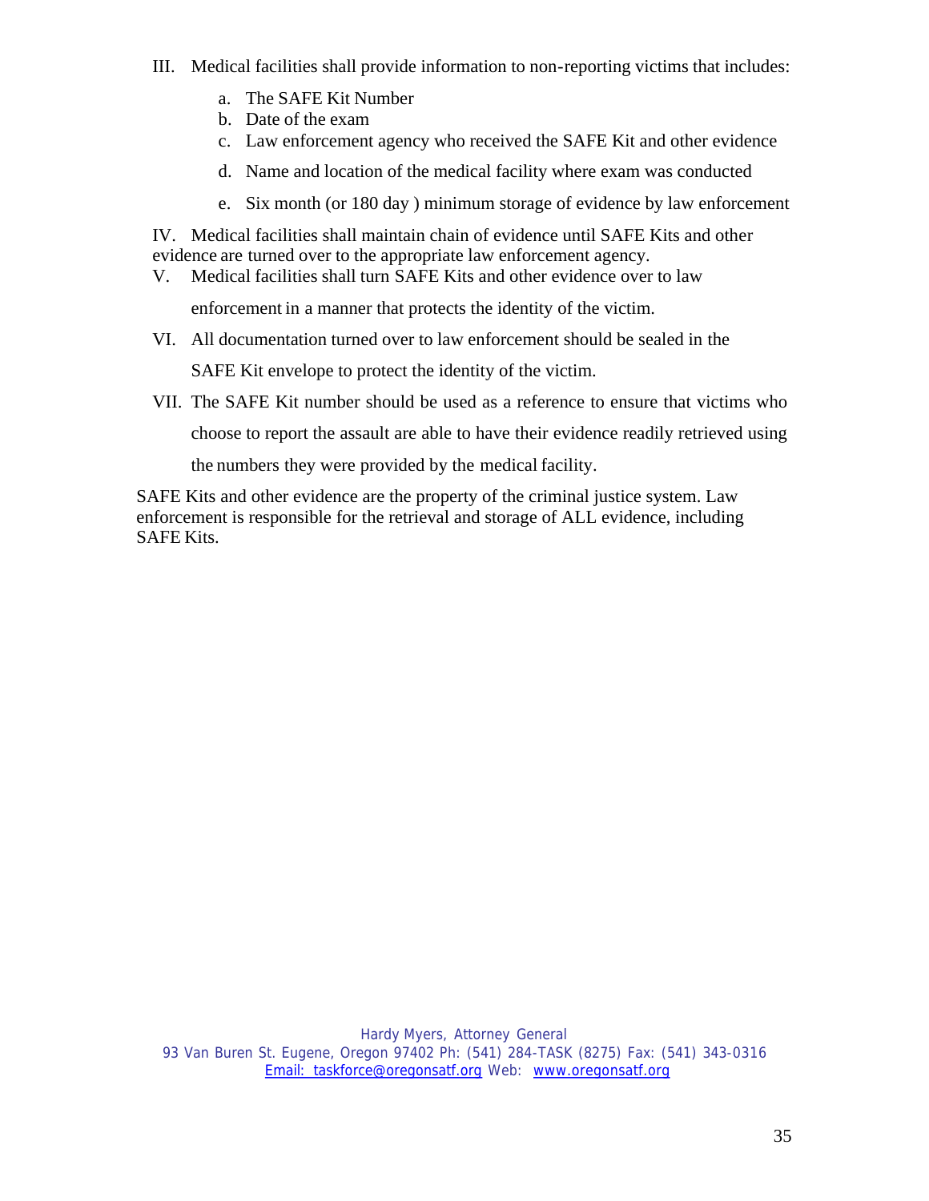III. Medical facilities shall provide information to non-reporting victims that includes:

   a. The SAFE Kit Number
   b. Date of the exam
   c. Law enforcement agency who received the SAFE Kit and other evidence
   d. Name and location of the medical facility where exam was conducted
   e. Six month (or 180 day ) minimum storage of evidence by law enforcement

IV. Medical facilities shall maintain chain of evidence until SAFE Kits and other evidence are turned over to the appropriate law enforcement agency.

V. Medical facilities shall turn SAFE Kits and other evidence over to law enforcement in a manner that protects the identity of the victim.

VI. All documentation turned over to law enforcement should be sealed in the SAFE Kit envelope to protect the identity of the victim.

VII. The SAFE Kit number should be used as a reference to ensure that victims who choose to report the assault are able to have their evidence readily retrieved using the numbers they were provided by the medical facility.

SAFE Kits and other evidence are the property of the criminal justice system. Law enforcement is responsible for the retrieval and storage of ALL evidence, including SAFE Kits.

Hardy Myers, Attorney General
93 Van Buren St. Eugene, Oregon 97402 Ph: (541) 284-TASK (8275) Fax: (541) 343-0316
Email: taskforce@oregonsatf.org Web: www.oregonsatf.org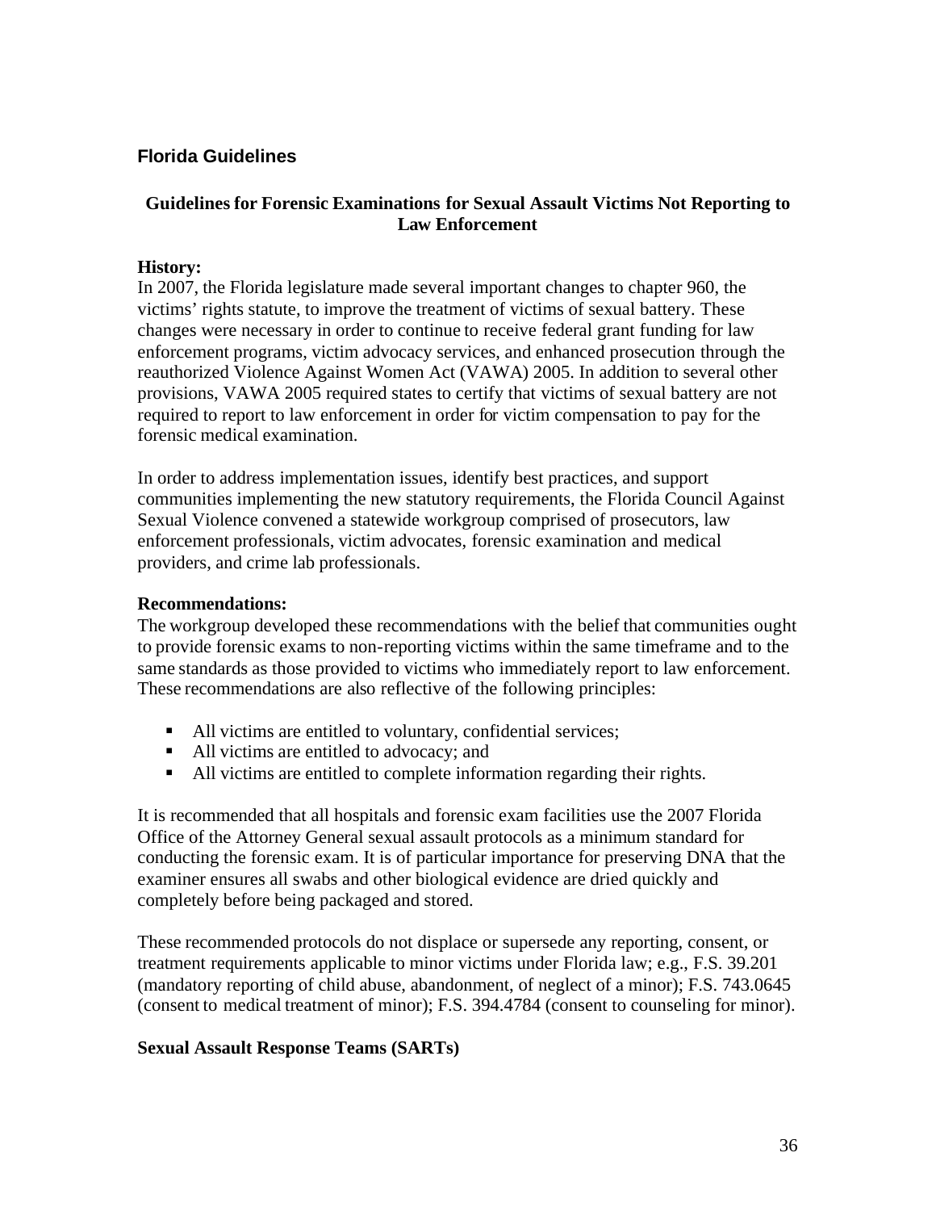## Florida Guidelines

### Guidelines for Forensic Examinations for Sexual Assault Victims Not Reporting to Law Enforcement

**History:**
In 2007, the Florida legislature made several important changes to chapter 960, the victims' rights statute, to improve the treatment of victims of sexual battery. These changes were necessary in order to continue to receive federal grant funding for law enforcement programs, victim advocacy services, and enhanced prosecution through the reauthorized Violence Against Women Act (VAWA) 2005. In addition to several other provisions, VAWA 2005 required states to certify that victims of sexual battery are not required to report to law enforcement in order for victim compensation to pay for the forensic medical examination.

In order to address implementation issues, identify best practices, and support communities implementing the new statutory requirements, the Florida Council Against Sexual Violence convened a statewide workgroup comprised of prosecutors, law enforcement professionals, victim advocates, forensic examination and medical providers, and crime lab professionals.

**Recommendations:**
The workgroup developed these recommendations with the belief that communities ought to provide forensic exams to non-reporting victims within the same timeframe and to the same standards as those provided to victims who immediately report to law enforcement. These recommendations are also reflective of the following principles:

- All victims are entitled to voluntary, confidential services;
- All victims are entitled to advocacy; and
- All victims are entitled to complete information regarding their rights.

It is recommended that all hospitals and forensic exam facilities use the 2007 Florida Office of the Attorney General sexual assault protocols as a minimum standard for conducting the forensic exam. It is of particular importance for preserving DNA that the examiner ensures all swabs and other biological evidence are dried quickly and completely before being packaged and stored.

These recommended protocols do not displace or supersede any reporting, consent, or treatment requirements applicable to minor victims under Florida law; e.g., F.S. 39.201 (mandatory reporting of child abuse, abandonment, of neglect of a minor); F.S. 743.0645 (consent to medical treatment of minor); F.S. 394.4784 (consent to counseling for minor).

**Sexual Assault Response Teams (SARTs)**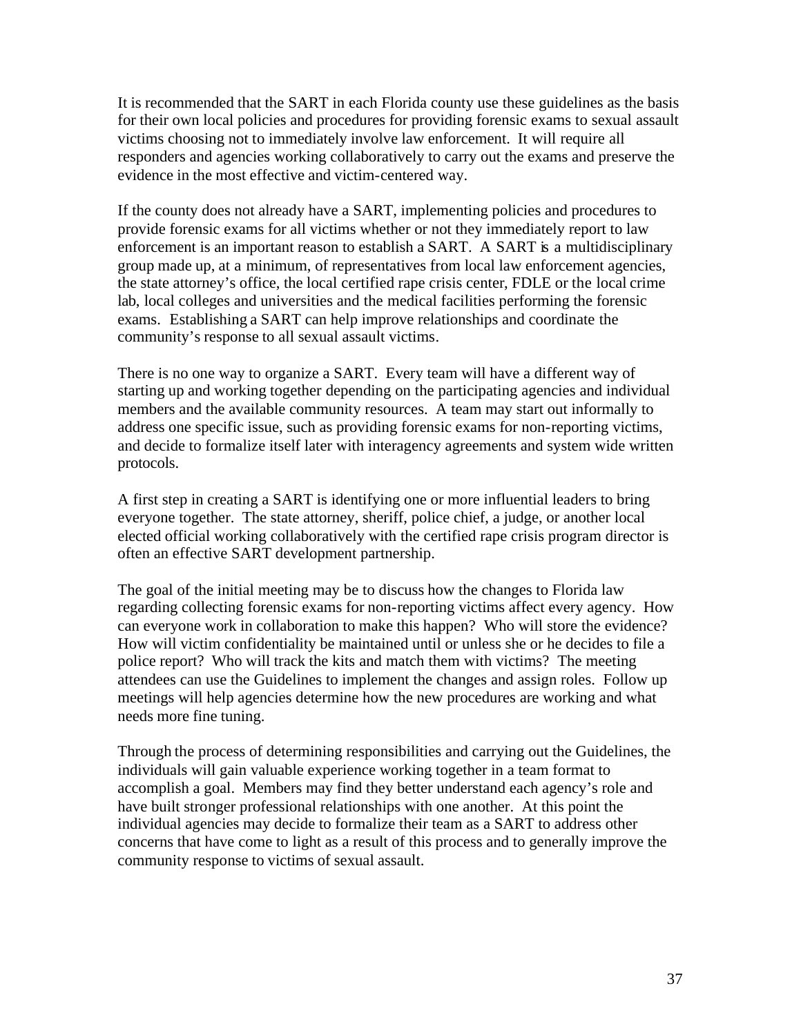It is recommended that the SART in each Florida county use these guidelines as the basis for their own local policies and procedures for providing forensic exams to sexual assault victims choosing not to immediately involve law enforcement. It will require all responders and agencies working collaboratively to carry out the exams and preserve the evidence in the most effective and victim-centered way.

If the county does not already have a SART, implementing policies and procedures to provide forensic exams for all victims whether or not they immediately report to law enforcement is an important reason to establish a SART. A SART is a multidisciplinary group made up, at a minimum, of representatives from local law enforcement agencies, the state attorney's office, the local certified rape crisis center, FDLE or the local crime lab, local colleges and universities and the medical facilities performing the forensic exams. Establishing a SART can help improve relationships and coordinate the community's response to all sexual assault victims.

There is no one way to organize a SART. Every team will have a different way of starting up and working together depending on the participating agencies and individual members and the available community resources. A team may start out informally to address one specific issue, such as providing forensic exams for non-reporting victims, and decide to formalize itself later with interagency agreements and system wide written protocols.

A first step in creating a SART is identifying one or more influential leaders to bring everyone together. The state attorney, sheriff, police chief, a judge, or another local elected official working collaboratively with the certified rape crisis program director is often an effective SART development partnership.

The goal of the initial meeting may be to discuss how the changes to Florida law regarding collecting forensic exams for non-reporting victims affect every agency. How can everyone work in collaboration to make this happen? Who will store the evidence? How will victim confidentiality be maintained until or unless she or he decides to file a police report? Who will track the kits and match them with victims? The meeting attendees can use the Guidelines to implement the changes and assign roles. Follow up meetings will help agencies determine how the new procedures are working and what needs more fine tuning.

Through the process of determining responsibilities and carrying out the Guidelines, the individuals will gain valuable experience working together in a team format to accomplish a goal. Members may find they better understand each agency's role and have built stronger professional relationships with one another. At this point the individual agencies may decide to formalize their team as a SART to address other concerns that have come to light as a result of this process and to generally improve the community response to victims of sexual assault.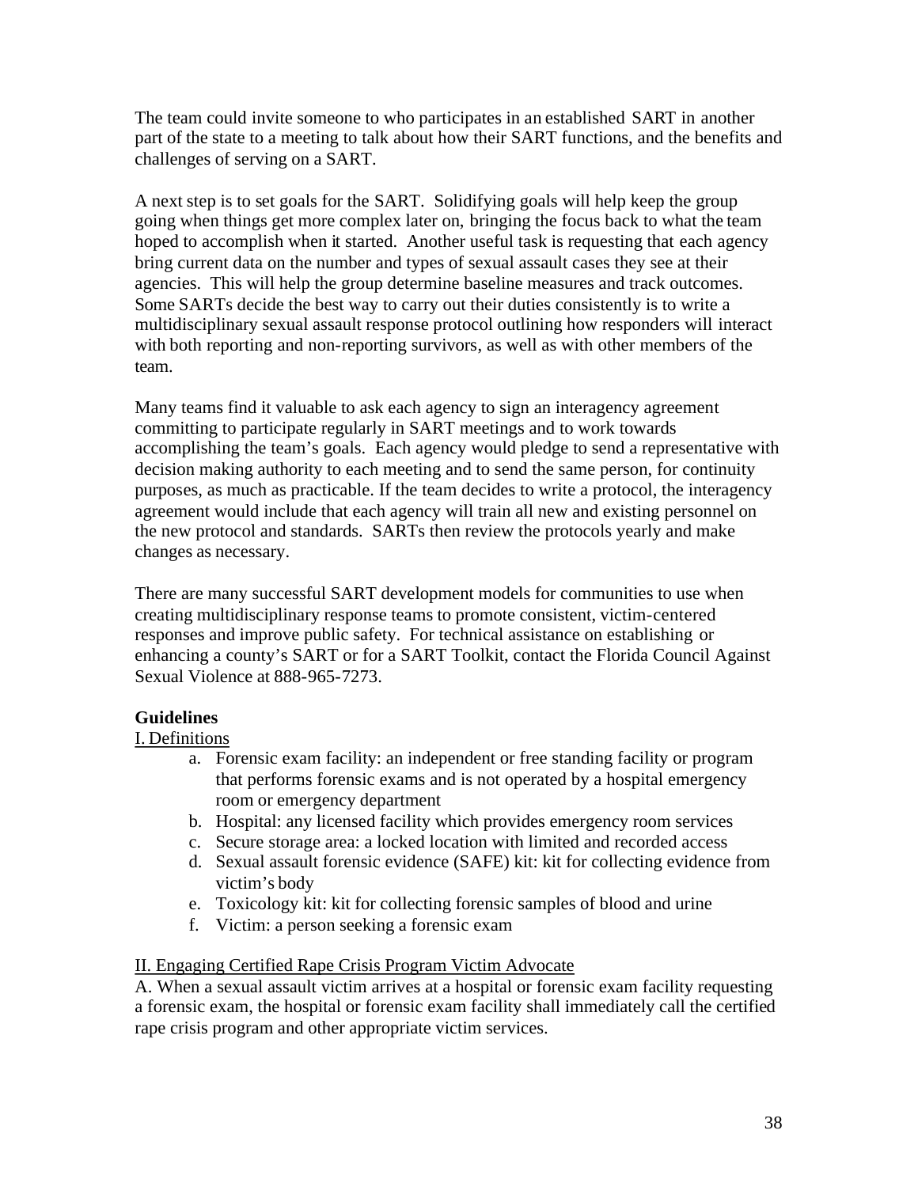The team could invite someone to who participates in an established SART in another part of the state to a meeting to talk about how their SART functions, and the benefits and challenges of serving on a SART.

A next step is to set goals for the SART. Solidifying goals will help keep the group going when things get more complex later on, bringing the focus back to what the team hoped to accomplish when it started. Another useful task is requesting that each agency bring current data on the number and types of sexual assault cases they see at their agencies. This will help the group determine baseline measures and track outcomes. Some SARTs decide the best way to carry out their duties consistently is to write a multidisciplinary sexual assault response protocol outlining how responders will interact with both reporting and non-reporting survivors, as well as with other members of the team.

Many teams find it valuable to ask each agency to sign an interagency agreement committing to participate regularly in SART meetings and to work towards accomplishing the team's goals. Each agency would pledge to send a representative with decision making authority to each meeting and to send the same person, for continuity purposes, as much as practicable. If the team decides to write a protocol, the interagency agreement would include that each agency will train all new and existing personnel on the new protocol and standards. SARTs then review the protocols yearly and make changes as necessary.

There are many successful SART development models for communities to use when creating multidisciplinary response teams to promote consistent, victim-centered responses and improve public safety. For technical assistance on establishing or enhancing a county's SART or for a SART Toolkit, contact the Florida Council Against Sexual Violence at 888-965-7273.

**Guidelines**

I. Definitions

a. Forensic exam facility: an independent or free standing facility or program that performs forensic exams and is not operated by a hospital emergency room or emergency department
b. Hospital: any licensed facility which provides emergency room services
c. Secure storage area: a locked location with limited and recorded access
d. Sexual assault forensic evidence (SAFE) kit: kit for collecting evidence from victim's body
e. Toxicology kit: kit for collecting forensic samples of blood and urine
f. Victim: a person seeking a forensic exam

II. Engaging Certified Rape Crisis Program Victim Advocate

A. When a sexual assault victim arrives at a hospital or forensic exam facility requesting a forensic exam, the hospital or forensic exam facility shall immediately call the certified rape crisis program and other appropriate victim services.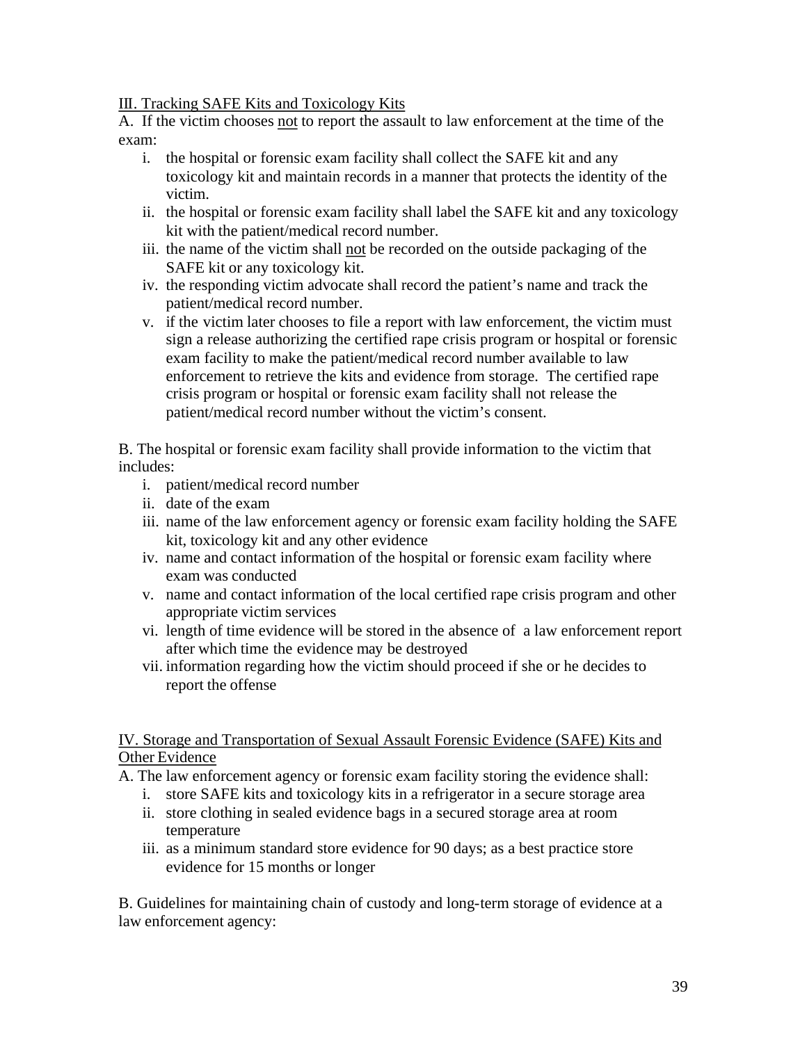## III. Tracking SAFE Kits and Toxicology Kits

A. If the victim chooses <u>not</u> to report the assault to law enforcement at the time of the exam:

i. the hospital or forensic exam facility shall collect the SAFE kit and any toxicology kit and maintain records in a manner that protects the identity of the victim.
ii. the hospital or forensic exam facility shall label the SAFE kit and any toxicology kit with the patient/medical record number.
iii. the name of the victim shall <u>not</u> be recorded on the outside packaging of the SAFE kit or any toxicology kit.
iv. the responding victim advocate shall record the patient's name and track the patient/medical record number.
v. if the victim later chooses to file a report with law enforcement, the victim must sign a release authorizing the certified rape crisis program or hospital or forensic exam facility to make the patient/medical record number available to law enforcement to retrieve the kits and evidence from storage. The certified rape crisis program or hospital or forensic exam facility shall not release the patient/medical record number without the victim's consent.

B. The hospital or forensic exam facility shall provide information to the victim that includes:

i. patient/medical record number
ii. date of the exam
iii. name of the law enforcement agency or forensic exam facility holding the SAFE kit, toxicology kit and any other evidence
iv. name and contact information of the hospital or forensic exam facility where exam was conducted
v. name and contact information of the local certified rape crisis program and other appropriate victim services
vi. length of time evidence will be stored in the absence of a law enforcement report after which time the evidence may be destroyed
vii. information regarding how the victim should proceed if she or he decides to report the offense

## IV. Storage and Transportation of Sexual Assault Forensic Evidence (SAFE) Kits and Other Evidence

A. The law enforcement agency or forensic exam facility storing the evidence shall:

i. store SAFE kits and toxicology kits in a refrigerator in a secure storage area
ii. store clothing in sealed evidence bags in a secured storage area at room temperature
iii. as a minimum standard store evidence for 90 days; as a best practice store evidence for 15 months or longer

B. Guidelines for maintaining chain of custody and long-term storage of evidence at a law enforcement agency: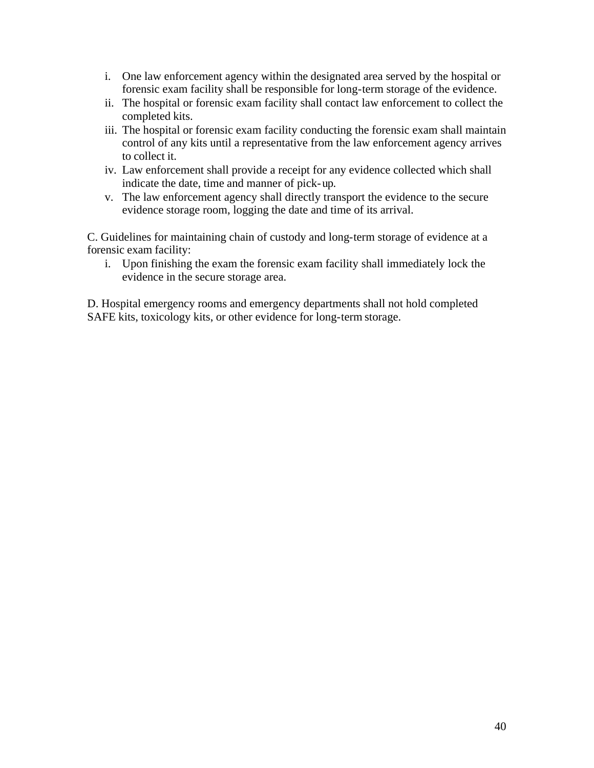i. One law enforcement agency within the designated area served by the hospital or forensic exam facility shall be responsible for long-term storage of the evidence.
ii. The hospital or forensic exam facility shall contact law enforcement to collect the completed kits.
iii. The hospital or forensic exam facility conducting the forensic exam shall maintain control of any kits until a representative from the law enforcement agency arrives to collect it.
iv. Law enforcement shall provide a receipt for any evidence collected which shall indicate the date, time and manner of pick-up.
v. The law enforcement agency shall directly transport the evidence to the secure evidence storage room, logging the date and time of its arrival.

C. Guidelines for maintaining chain of custody and long-term storage of evidence at a forensic exam facility:

i. Upon finishing the exam the forensic exam facility shall immediately lock the evidence in the secure storage area.

D. Hospital emergency rooms and emergency departments shall not hold completed SAFE kits, toxicology kits, or other evidence for long-term storage.